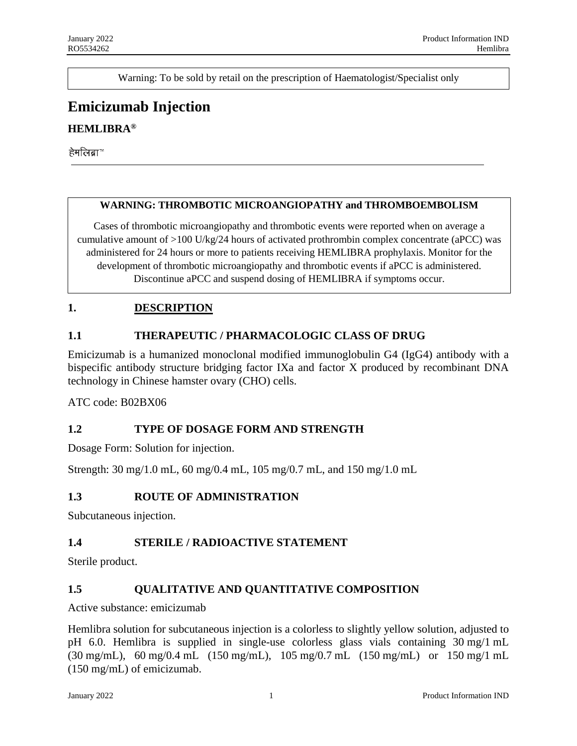Warning: To be sold by retail on the prescription of Haematologist/Specialist only

# Emicizumab Injection

### HEMLIBRA®

हेमलिब्रा™

---

**WARNING: THROMBOTIC MICROANGIOPATHY and THROMBOEMBOLISM**

Cases of thrombotic microangiopathy and thrombotic events were reported when on average a cumulative amount of >100 U/kg/24 hours of activated prothrombin complex concentrate (aPCC) was administered for 24 hours or more to patients receiving HEMLIBRA prophylaxis. Monitor for the development of thrombotic microangiopathy and thrombotic events if aPCC is administered. Discontinue aPCC and suspend dosing of HEMLIBRA if symptoms occur.

## 1. DESCRIPTION

### 1.1 THERAPEUTIC / PHARMACOLOGIC CLASS OF DRUG

Emicizumab is a humanized monoclonal modified immunoglobulin G4 (IgG4) antibody with a bispecific antibody structure bridging factor IXa and factor X produced by recombinant DNA technology in Chinese hamster ovary (CHO) cells.

ATC code: B02BX06

### 1.2 TYPE OF DOSAGE FORM AND STRENGTH

Dosage Form: Solution for injection.

Strength: 30 mg/1.0 mL, 60 mg/0.4 mL, 105 mg/0.7 mL, and 150 mg/1.0 mL

### 1.3 ROUTE OF ADMINISTRATION

Subcutaneous injection.

### 1.4 STERILE / RADIOACTIVE STATEMENT

Sterile product.

### 1.5 QUALITATIVE AND QUANTITATIVE COMPOSITION

Active substance: emicizumab

Hemlibra solution for subcutaneous injection is a colorless to slightly yellow solution, adjusted to pH 6.0. Hemlibra is supplied in single-use colorless glass vials containing 30 mg/1 mL (30 mg/mL), 60 mg/0.4 mL (150 mg/mL), 105 mg/0.7 mL (150 mg/mL) or 150 mg/1 mL (150 mg/mL) of emicizumab.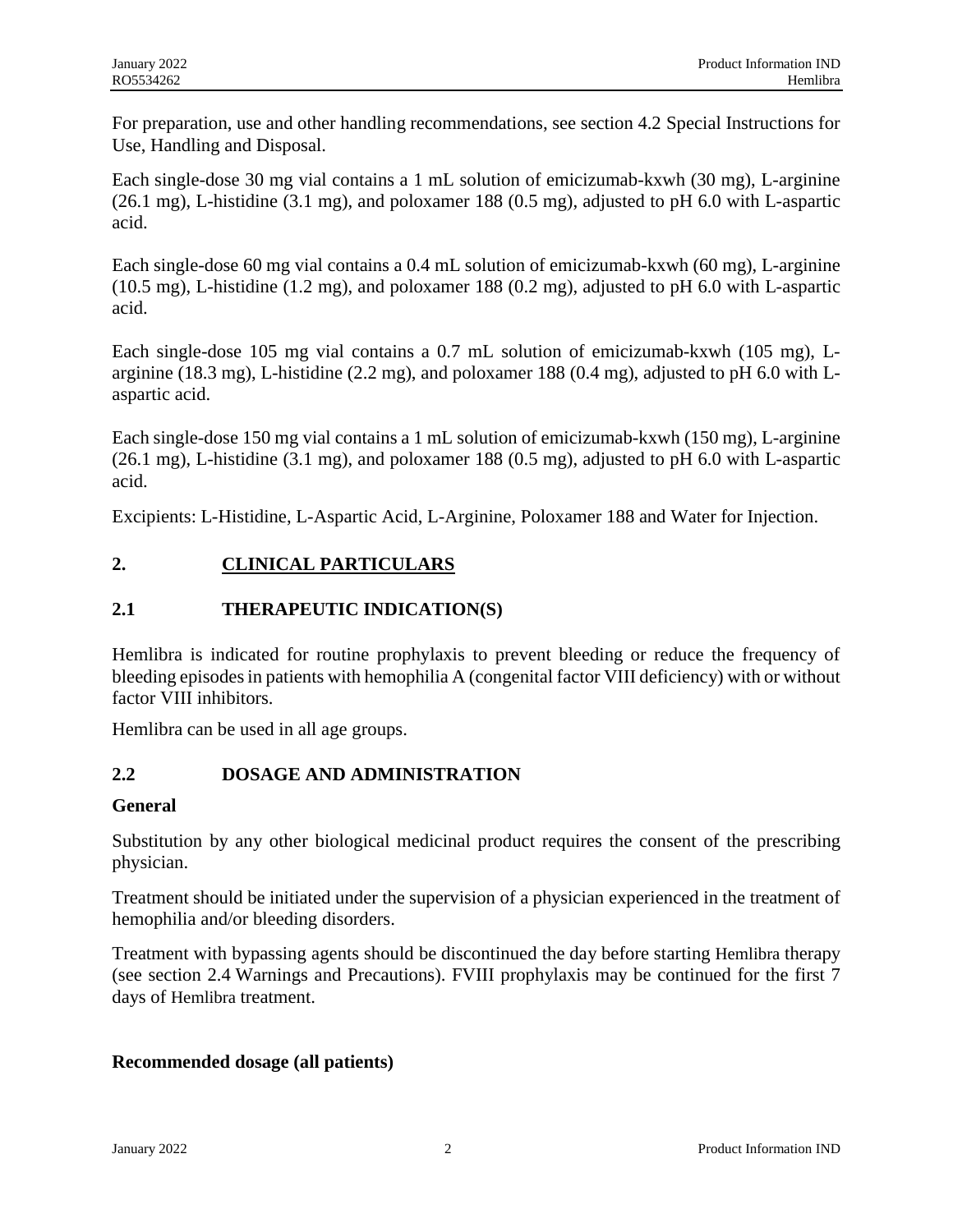For preparation, use and other handling recommendations, see section 4.2 Special Instructions for Use, Handling and Disposal.

Each single-dose 30 mg vial contains a 1 mL solution of emicizumab-kxwh (30 mg), L-arginine (26.1 mg), L-histidine (3.1 mg), and poloxamer 188 (0.5 mg), adjusted to pH 6.0 with L-aspartic acid.

Each single-dose 60 mg vial contains a 0.4 mL solution of emicizumab-kxwh (60 mg), L-arginine (10.5 mg), L-histidine (1.2 mg), and poloxamer 188 (0.2 mg), adjusted to pH 6.0 with L-aspartic acid.

Each single-dose 105 mg vial contains a 0.7 mL solution of emicizumab-kxwh (105 mg), L-arginine (18.3 mg), L-histidine (2.2 mg), and poloxamer 188 (0.4 mg), adjusted to pH 6.0 with L-aspartic acid.

Each single-dose 150 mg vial contains a 1 mL solution of emicizumab-kxwh (150 mg), L-arginine (26.1 mg), L-histidine (3.1 mg), and poloxamer 188 (0.5 mg), adjusted to pH 6.0 with L-aspartic acid.

Excipients: L-Histidine, L-Aspartic Acid, L-Arginine, Poloxamer 188 and Water for Injection.

## 2. CLINICAL PARTICULARS

### 2.1 THERAPEUTIC INDICATION(S)

Hemlibra is indicated for routine prophylaxis to prevent bleeding or reduce the frequency of bleeding episodes in patients with hemophilia A (congenital factor VIII deficiency) with or without factor VIII inhibitors.

Hemlibra can be used in all age groups.

### 2.2 DOSAGE AND ADMINISTRATION

**General**

Substitution by any other biological medicinal product requires the consent of the prescribing physician.

Treatment should be initiated under the supervision of a physician experienced in the treatment of hemophilia and/or bleeding disorders.

Treatment with bypassing agents should be discontinued the day before starting Hemlibra therapy (see section 2.4 Warnings and Precautions). FVIII prophylaxis may be continued for the first 7 days of Hemlibra treatment.

**Recommended dosage (all patients)**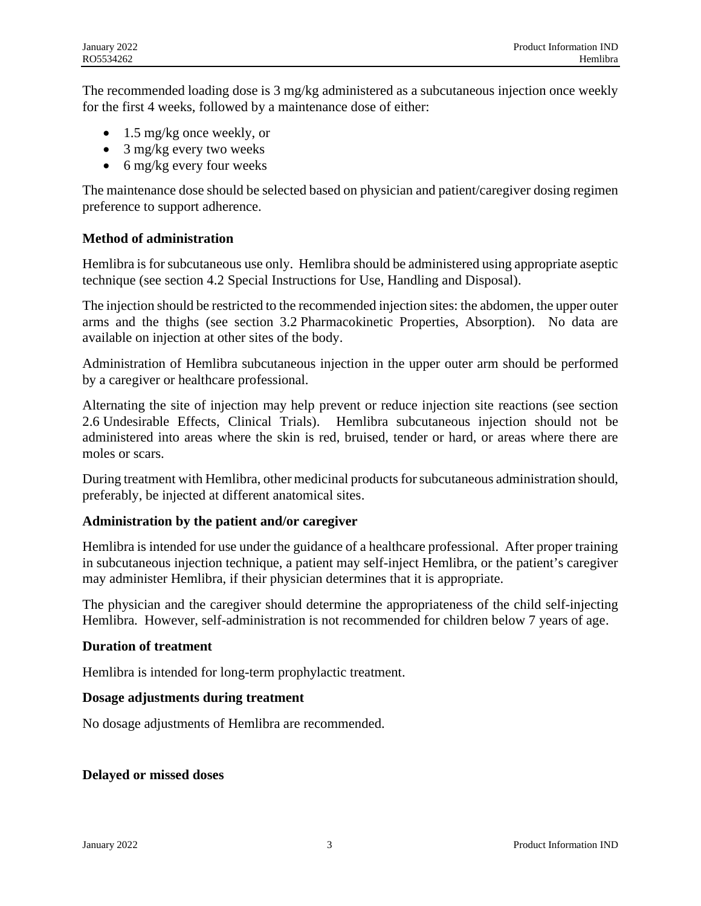The recommended loading dose is 3 mg/kg administered as a subcutaneous injection once weekly for the first 4 weeks, followed by a maintenance dose of either:

- 1.5 mg/kg once weekly, or
- 3 mg/kg every two weeks
- 6 mg/kg every four weeks

The maintenance dose should be selected based on physician and patient/caregiver dosing regimen preference to support adherence.

**Method of administration**

Hemlibra is for subcutaneous use only. Hemlibra should be administered using appropriate aseptic technique (see section 4.2 Special Instructions for Use, Handling and Disposal).

The injection should be restricted to the recommended injection sites: the abdomen, the upper outer arms and the thighs (see section 3.2 Pharmacokinetic Properties, Absorption). No data are available on injection at other sites of the body.

Administration of Hemlibra subcutaneous injection in the upper outer arm should be performed by a caregiver or healthcare professional.

Alternating the site of injection may help prevent or reduce injection site reactions (see section 2.6 Undesirable Effects, Clinical Trials). Hemlibra subcutaneous injection should not be administered into areas where the skin is red, bruised, tender or hard, or areas where there are moles or scars.

During treatment with Hemlibra, other medicinal products for subcutaneous administration should, preferably, be injected at different anatomical sites.

**Administration by the patient and/or caregiver**

Hemlibra is intended for use under the guidance of a healthcare professional. After proper training in subcutaneous injection technique, a patient may self-inject Hemlibra, or the patient's caregiver may administer Hemlibra, if their physician determines that it is appropriate.

The physician and the caregiver should determine the appropriateness of the child self-injecting Hemlibra. However, self-administration is not recommended for children below 7 years of age.

**Duration of treatment**

Hemlibra is intended for long-term prophylactic treatment.

**Dosage adjustments during treatment**

No dosage adjustments of Hemlibra are recommended.

**Delayed or missed doses**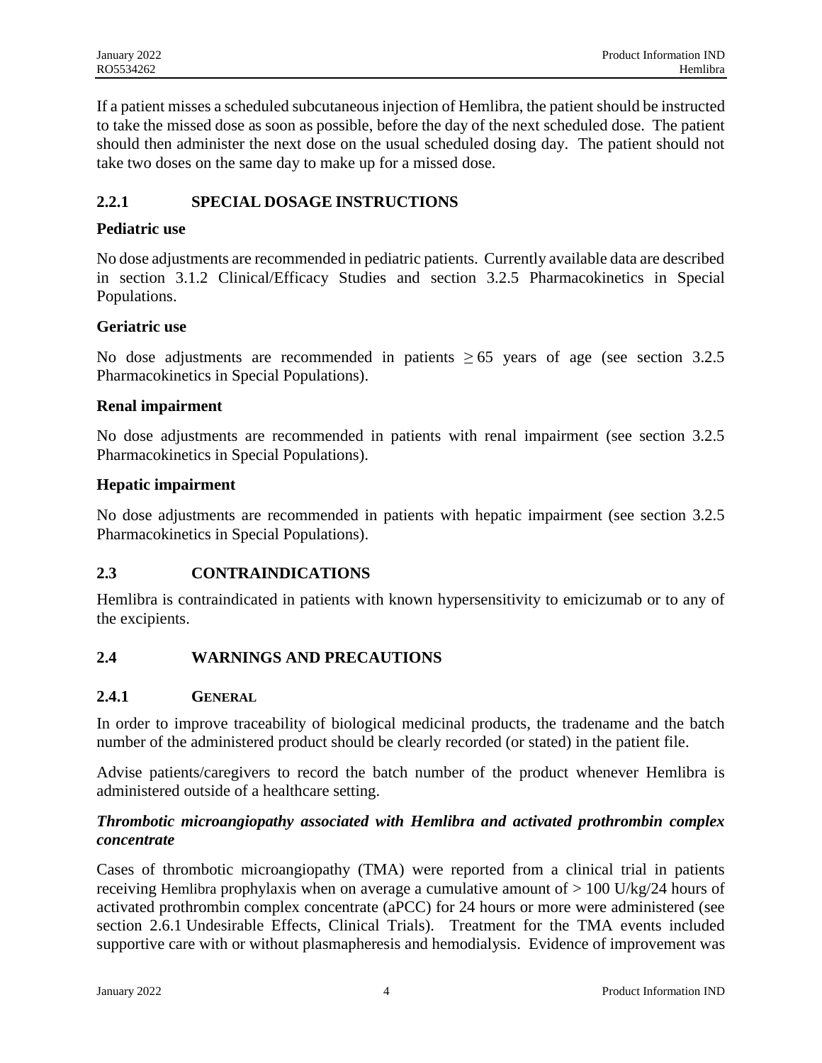If a patient misses a scheduled subcutaneous injection of Hemlibra, the patient should be instructed to take the missed dose as soon as possible, before the day of the next scheduled dose. The patient should then administer the next dose on the usual scheduled dosing day. The patient should not take two doses on the same day to make up for a missed dose.

### 2.2.1 SPECIAL DOSAGE INSTRUCTIONS

**Pediatric use**

No dose adjustments are recommended in pediatric patients. Currently available data are described in section 3.1.2 Clinical/Efficacy Studies and section 3.2.5 Pharmacokinetics in Special Populations.

**Geriatric use**

No dose adjustments are recommended in patients $\geq 65$ years of age (see section 3.2.5 Pharmacokinetics in Special Populations).

**Renal impairment**

No dose adjustments are recommended in patients with renal impairment (see section 3.2.5 Pharmacokinetics in Special Populations).

**Hepatic impairment**

No dose adjustments are recommended in patients with hepatic impairment (see section 3.2.5 Pharmacokinetics in Special Populations).

## 2.3 CONTRAINDICATIONS

Hemlibra is contraindicated in patients with known hypersensitivity to emicizumab or to any of the excipients.

## 2.4 WARNINGS AND PRECAUTIONS

### 2.4.1 GENERAL

In order to improve traceability of biological medicinal products, the tradename and the batch number of the administered product should be clearly recorded (or stated) in the patient file.

Advise patients/caregivers to record the batch number of the product whenever Hemlibra is administered outside of a healthcare setting.

***Thrombotic microangiopathy associated with Hemlibra and activated prothrombin complex concentrate***

Cases of thrombotic microangiopathy (TMA) were reported from a clinical trial in patients receiving Hemlibra prophylaxis when on average a cumulative amount of > 100 U/kg/24 hours of activated prothrombin complex concentrate (aPCC) for 24 hours or more were administered (see section 2.6.1 Undesirable Effects, Clinical Trials). Treatment for the TMA events included supportive care with or without plasmapheresis and hemodialysis. Evidence of improvement was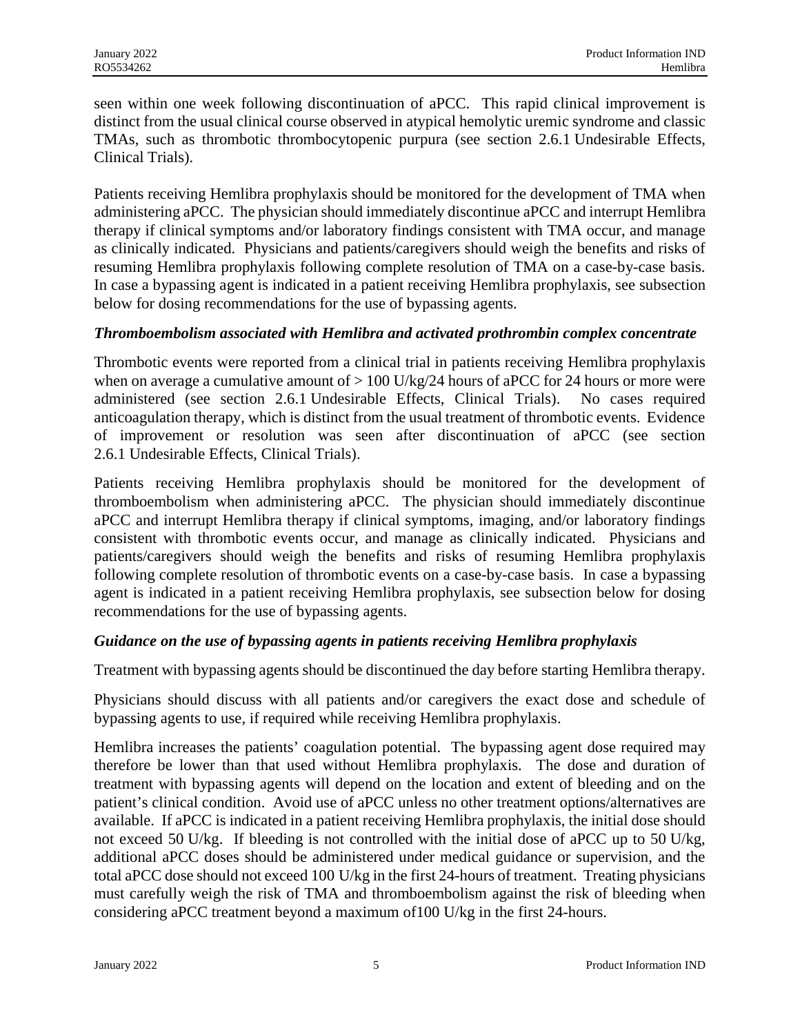seen within one week following discontinuation of aPCC. This rapid clinical improvement is distinct from the usual clinical course observed in atypical hemolytic uremic syndrome and classic TMAs, such as thrombotic thrombocytopenic purpura (see section 2.6.1 Undesirable Effects, Clinical Trials).

Patients receiving Hemlibra prophylaxis should be monitored for the development of TMA when administering aPCC. The physician should immediately discontinue aPCC and interrupt Hemlibra therapy if clinical symptoms and/or laboratory findings consistent with TMA occur, and manage as clinically indicated. Physicians and patients/caregivers should weigh the benefits and risks of resuming Hemlibra prophylaxis following complete resolution of TMA on a case-by-case basis. In case a bypassing agent is indicated in a patient receiving Hemlibra prophylaxis, see subsection below for dosing recommendations for the use of bypassing agents.

***Thromboembolism associated with Hemlibra and activated prothrombin complex concentrate***

Thrombotic events were reported from a clinical trial in patients receiving Hemlibra prophylaxis when on average a cumulative amount of > 100 U/kg/24 hours of aPCC for 24 hours or more were administered (see section 2.6.1 Undesirable Effects, Clinical Trials). No cases required anticoagulation therapy, which is distinct from the usual treatment of thrombotic events. Evidence of improvement or resolution was seen after discontinuation of aPCC (see section 2.6.1 Undesirable Effects, Clinical Trials).

Patients receiving Hemlibra prophylaxis should be monitored for the development of thromboembolism when administering aPCC. The physician should immediately discontinue aPCC and interrupt Hemlibra therapy if clinical symptoms, imaging, and/or laboratory findings consistent with thrombotic events occur, and manage as clinically indicated. Physicians and patients/caregivers should weigh the benefits and risks of resuming Hemlibra prophylaxis following complete resolution of thrombotic events on a case-by-case basis. In case a bypassing agent is indicated in a patient receiving Hemlibra prophylaxis, see subsection below for dosing recommendations for the use of bypassing agents.

***Guidance on the use of bypassing agents in patients receiving Hemlibra prophylaxis***

Treatment with bypassing agents should be discontinued the day before starting Hemlibra therapy.

Physicians should discuss with all patients and/or caregivers the exact dose and schedule of bypassing agents to use, if required while receiving Hemlibra prophylaxis.

Hemlibra increases the patients' coagulation potential. The bypassing agent dose required may therefore be lower than that used without Hemlibra prophylaxis. The dose and duration of treatment with bypassing agents will depend on the location and extent of bleeding and on the patient's clinical condition. Avoid use of aPCC unless no other treatment options/alternatives are available. If aPCC is indicated in a patient receiving Hemlibra prophylaxis, the initial dose should not exceed 50 U/kg. If bleeding is not controlled with the initial dose of aPCC up to 50 U/kg, additional aPCC doses should be administered under medical guidance or supervision, and the total aPCC dose should not exceed 100 U/kg in the first 24-hours of treatment. Treating physicians must carefully weigh the risk of TMA and thromboembolism against the risk of bleeding when considering aPCC treatment beyond a maximum of100 U/kg in the first 24-hours.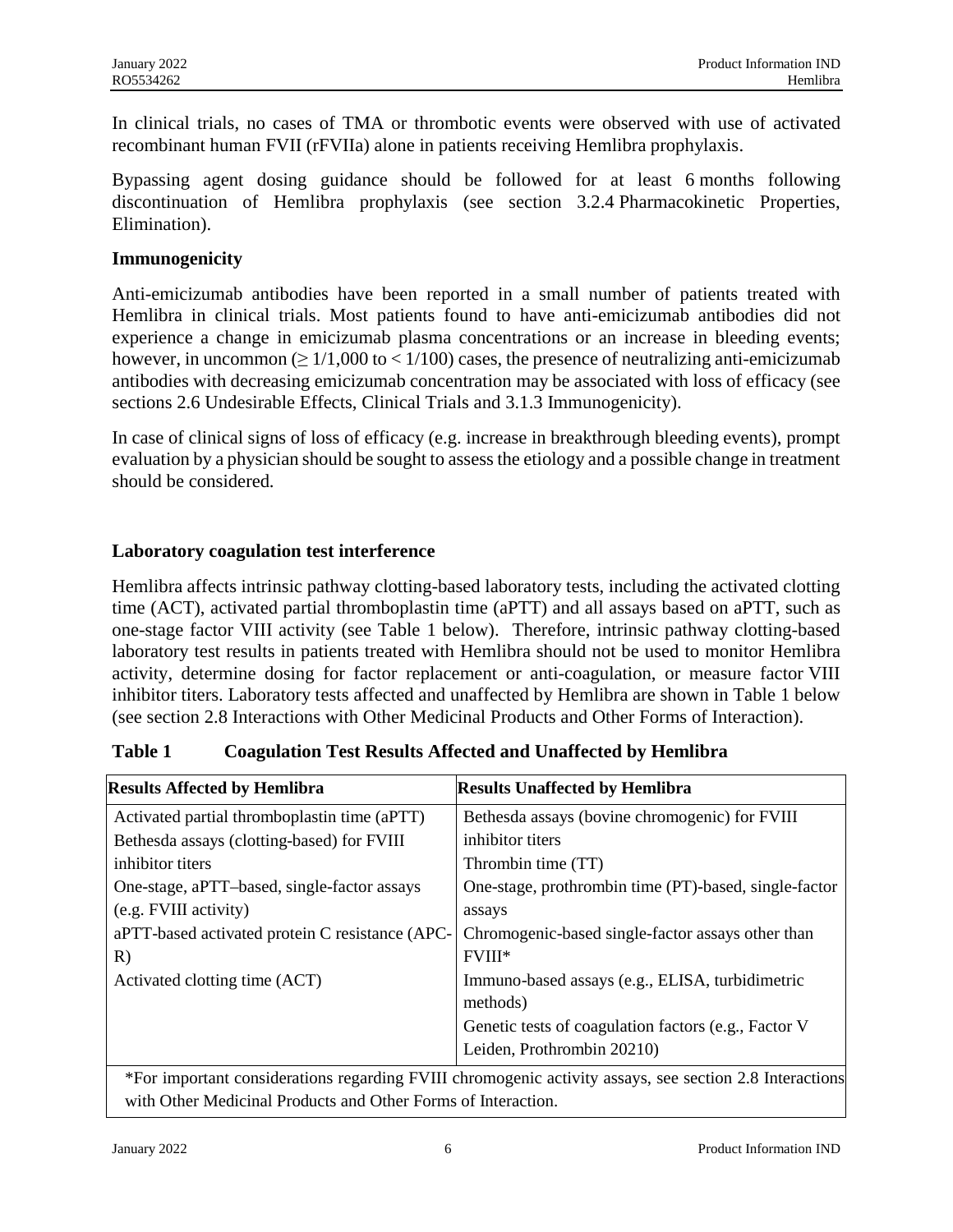In clinical trials, no cases of TMA or thrombotic events were observed with use of activated recombinant human FVII (rFVIIa) alone in patients receiving Hemlibra prophylaxis.

Bypassing agent dosing guidance should be followed for at least 6 months following discontinuation of Hemlibra prophylaxis (see section 3.2.4 Pharmacokinetic Properties, Elimination).

### Immunogenicity

Anti-emicizumab antibodies have been reported in a small number of patients treated with Hemlibra in clinical trials. Most patients found to have anti-emicizumab antibodies did not experience a change in emicizumab plasma concentrations or an increase in bleeding events; however, in uncommon ($\geq 1/1{,}000$ to $< 1/100$) cases, the presence of neutralizing anti-emicizumab antibodies with decreasing emicizumab concentration may be associated with loss of efficacy (see sections 2.6 Undesirable Effects, Clinical Trials and 3.1.3 Immunogenicity).

In case of clinical signs of loss of efficacy (e.g. increase in breakthrough bleeding events), prompt evaluation by a physician should be sought to assess the etiology and a possible change in treatment should be considered.

### Laboratory coagulation test interference

Hemlibra affects intrinsic pathway clotting-based laboratory tests, including the activated clotting time (ACT), activated partial thromboplastin time (aPTT) and all assays based on aPTT, such as one-stage factor VIII activity (see Table 1 below). Therefore, intrinsic pathway clotting-based laboratory test results in patients treated with Hemlibra should not be used to monitor Hemlibra activity, determine dosing for factor replacement or anti-coagulation, or measure factor VIII inhibitor titers. Laboratory tests affected and unaffected by Hemlibra are shown in Table 1 below (see section 2.8 Interactions with Other Medicinal Products and Other Forms of Interaction).

**Table 1 Coagulation Test Results Affected and Unaffected by Hemlibra**

| Results Affected by Hemlibra | Results Unaffected by Hemlibra |
|---|---|
| Activated partial thromboplastin time (aPTT) | Bethesda assays (bovine chromogenic) for FVIII inhibitor titers |
| Bethesda assays (clotting-based) for FVIII inhibitor titers | Thrombin time (TT) |
| One-stage, aPTT–based, single-factor assays (e.g. FVIII activity) | One-stage, prothrombin time (PT)-based, single-factor assays |
| aPTT-based activated protein C resistance (APC-R) | Chromogenic-based single-factor assays other than FVIII* |
| Activated clotting time (ACT) | Immuno-based assays (e.g., ELISA, turbidimetric methods) |
| | Genetic tests of coagulation factors (e.g., Factor V Leiden, Prothrombin 20210) |

*For important considerations regarding FVIII chromogenic activity assays, see section 2.8 Interactions with Other Medicinal Products and Other Forms of Interaction.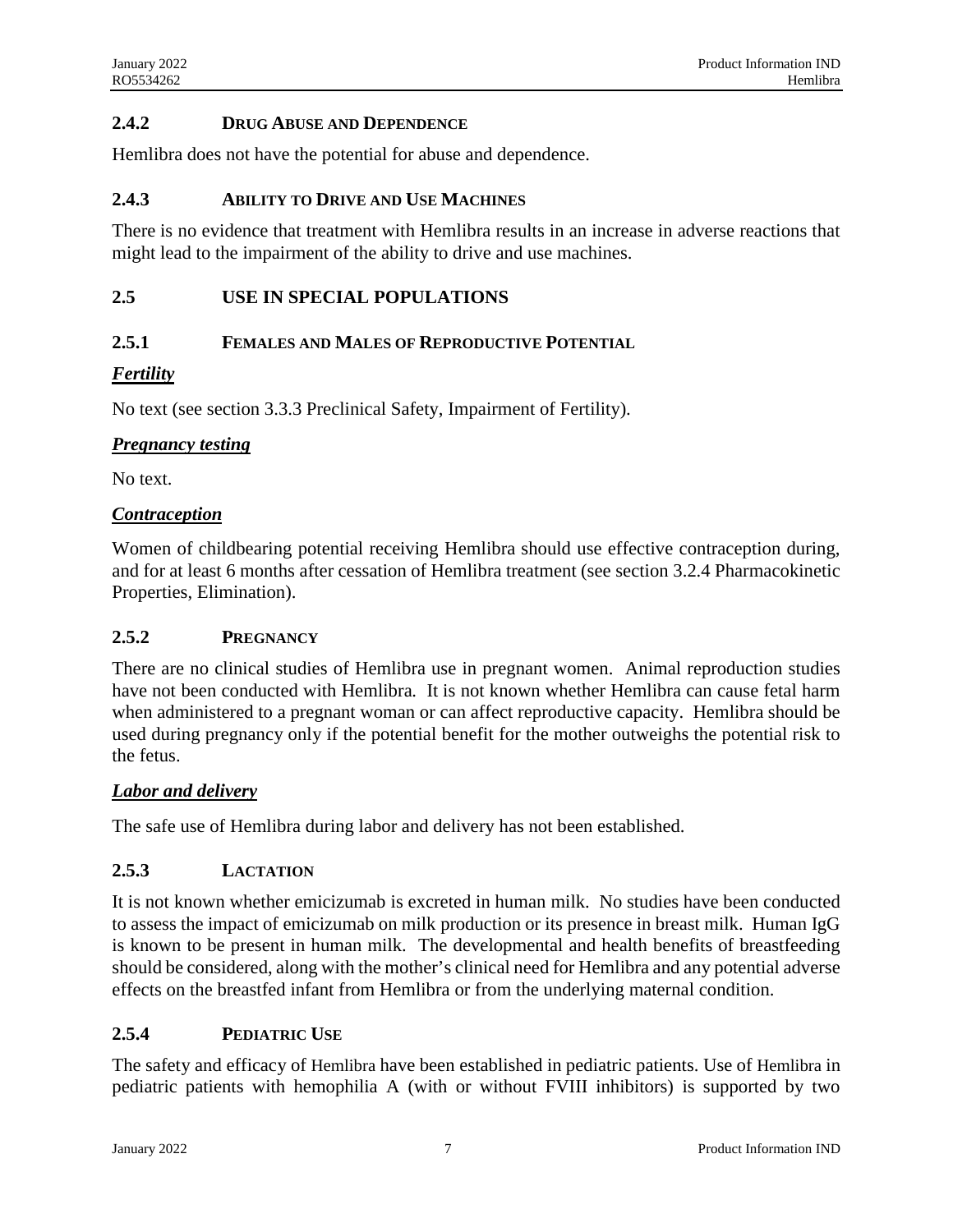### 2.4.2 DRUG ABUSE AND DEPENDENCE

Hemlibra does not have the potential for abuse and dependence.

### 2.4.3 ABILITY TO DRIVE AND USE MACHINES

There is no evidence that treatment with Hemlibra results in an increase in adverse reactions that might lead to the impairment of the ability to drive and use machines.

## 2.5 USE IN SPECIAL POPULATIONS

### 2.5.1 FEMALES AND MALES OF REPRODUCTIVE POTENTIAL

***Fertility***

No text (see section 3.3.3 Preclinical Safety, Impairment of Fertility).

***Pregnancy testing***

No text.

***Contraception***

Women of childbearing potential receiving Hemlibra should use effective contraception during, and for at least 6 months after cessation of Hemlibra treatment (see section 3.2.4 Pharmacokinetic Properties, Elimination).

### 2.5.2 PREGNANCY

There are no clinical studies of Hemlibra use in pregnant women. Animal reproduction studies have not been conducted with Hemlibra. It is not known whether Hemlibra can cause fetal harm when administered to a pregnant woman or can affect reproductive capacity. Hemlibra should be used during pregnancy only if the potential benefit for the mother outweighs the potential risk to the fetus.

***Labor and delivery***

The safe use of Hemlibra during labor and delivery has not been established.

### 2.5.3 LACTATION

It is not known whether emicizumab is excreted in human milk. No studies have been conducted to assess the impact of emicizumab on milk production or its presence in breast milk. Human IgG is known to be present in human milk. The developmental and health benefits of breastfeeding should be considered, along with the mother's clinical need for Hemlibra and any potential adverse effects on the breastfed infant from Hemlibra or from the underlying maternal condition.

### 2.5.4 PEDIATRIC USE

The safety and efficacy of Hemlibra have been established in pediatric patients. Use of Hemlibra in pediatric patients with hemophilia A (with or without FVIII inhibitors) is supported by two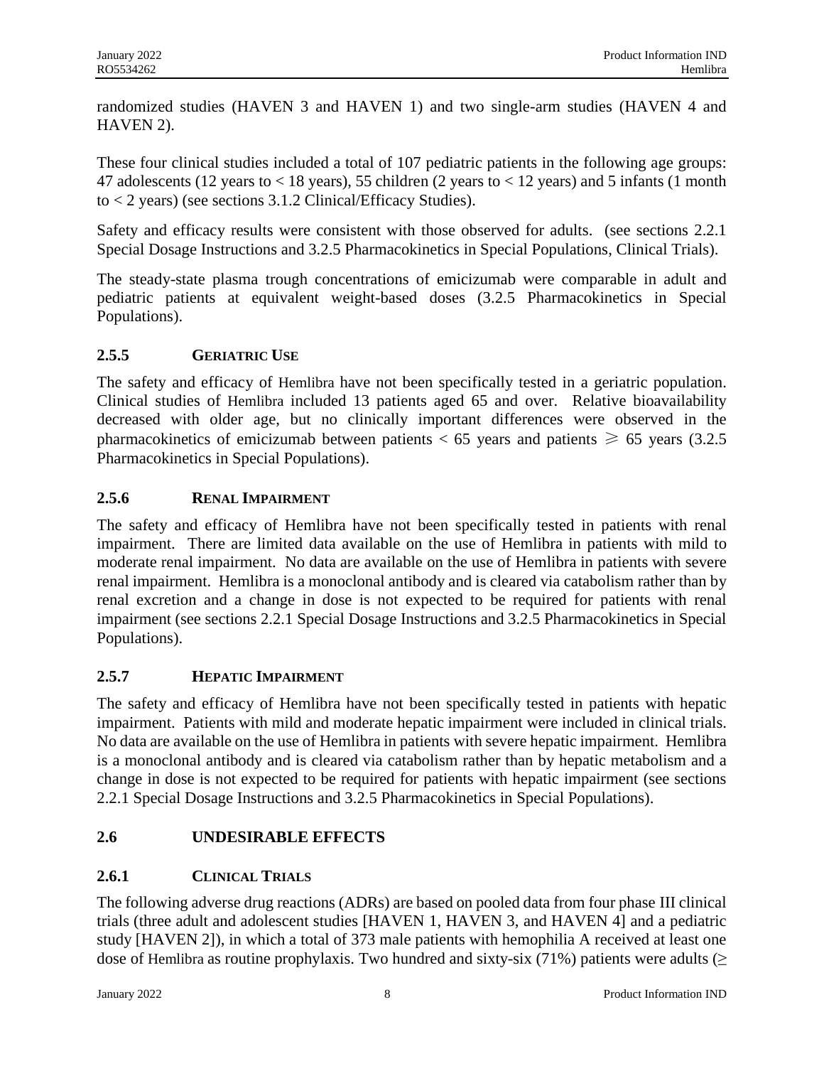randomized studies (HAVEN 3 and HAVEN 1) and two single-arm studies (HAVEN 4 and HAVEN 2).

These four clinical studies included a total of 107 pediatric patients in the following age groups: 47 adolescents (12 years to < 18 years), 55 children (2 years to < 12 years) and 5 infants (1 month to < 2 years) (see sections 3.1.2 Clinical/Efficacy Studies).

Safety and efficacy results were consistent with those observed for adults. (see sections 2.2.1 Special Dosage Instructions and 3.2.5 Pharmacokinetics in Special Populations, Clinical Trials).

The steady-state plasma trough concentrations of emicizumab were comparable in adult and pediatric patients at equivalent weight-based doses (3.2.5 Pharmacokinetics in Special Populations).

### 2.5.5 Geriatric Use

The safety and efficacy of Hemlibra have not been specifically tested in a geriatric population. Clinical studies of Hemlibra included 13 patients aged 65 and over. Relative bioavailability decreased with older age, but no clinically important differences were observed in the pharmacokinetics of emicizumab between patients < 65 years and patients ≥ 65 years (3.2.5 Pharmacokinetics in Special Populations).

### 2.5.6 Renal Impairment

The safety and efficacy of Hemlibra have not been specifically tested in patients with renal impairment. There are limited data available on the use of Hemlibra in patients with mild to moderate renal impairment. No data are available on the use of Hemlibra in patients with severe renal impairment. Hemlibra is a monoclonal antibody and is cleared via catabolism rather than by renal excretion and a change in dose is not expected to be required for patients with renal impairment (see sections 2.2.1 Special Dosage Instructions and 3.2.5 Pharmacokinetics in Special Populations).

### 2.5.7 Hepatic Impairment

The safety and efficacy of Hemlibra have not been specifically tested in patients with hepatic impairment. Patients with mild and moderate hepatic impairment were included in clinical trials. No data are available on the use of Hemlibra in patients with severe hepatic impairment. Hemlibra is a monoclonal antibody and is cleared via catabolism rather than by hepatic metabolism and a change in dose is not expected to be required for patients with hepatic impairment (see sections 2.2.1 Special Dosage Instructions and 3.2.5 Pharmacokinetics in Special Populations).

## 2.6 UNDESIRABLE EFFECTS

### 2.6.1 Clinical Trials

The following adverse drug reactions (ADRs) are based on pooled data from four phase III clinical trials (three adult and adolescent studies [HAVEN 1, HAVEN 3, and HAVEN 4] and a pediatric study [HAVEN 2]), in which a total of 373 male patients with hemophilia A received at least one dose of Hemlibra as routine prophylaxis. Two hundred and sixty-six (71%) patients were adults (≥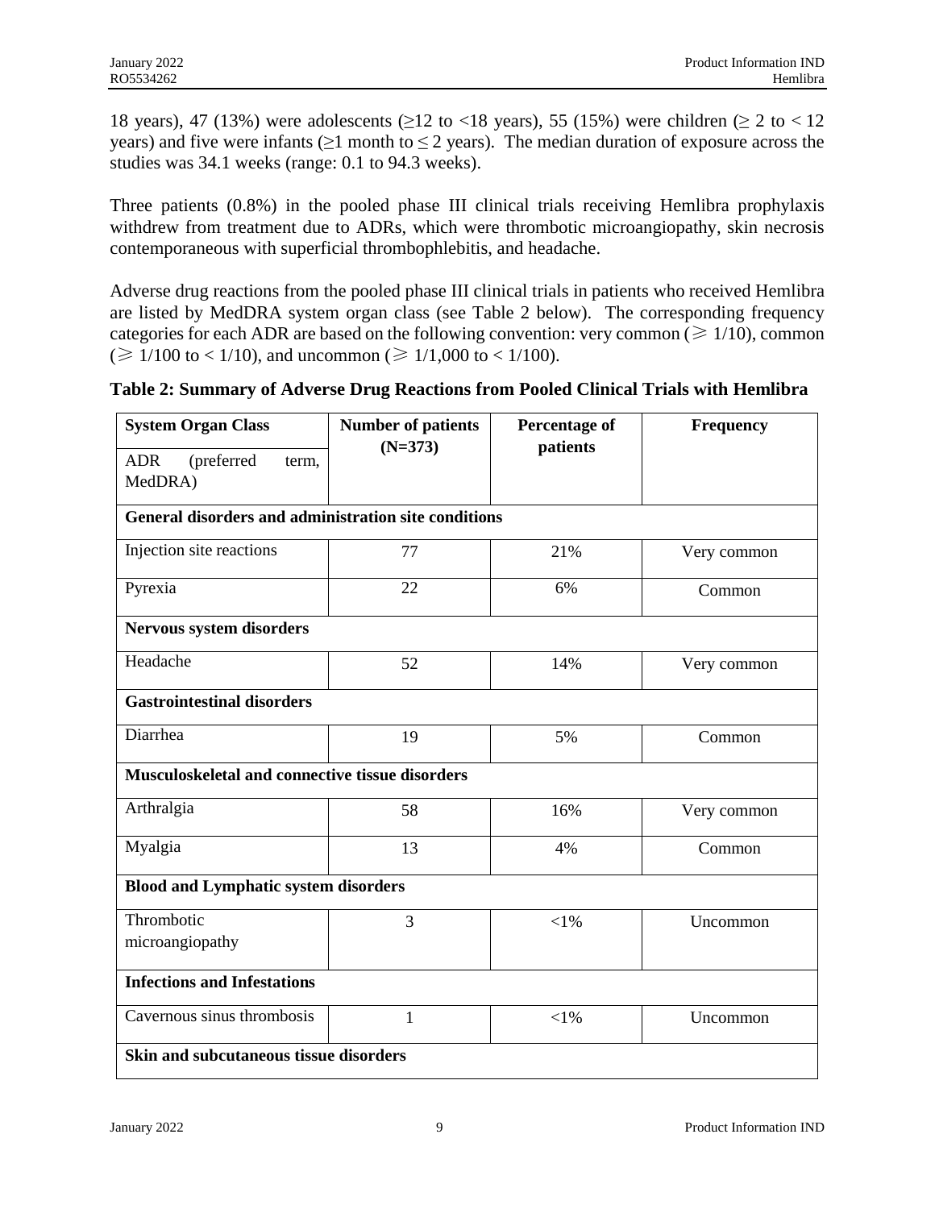18 years), 47 (13%) were adolescents (≥12 to <18 years), 55 (15%) were children (≥ 2 to < 12 years) and five were infants (≥1 month to ≤ 2 years). The median duration of exposure across the studies was 34.1 weeks (range: 0.1 to 94.3 weeks).

Three patients (0.8%) in the pooled phase III clinical trials receiving Hemlibra prophylaxis withdrew from treatment due to ADRs, which were thrombotic microangiopathy, skin necrosis contemporaneous with superficial thrombophlebitis, and headache.

Adverse drug reactions from the pooled phase III clinical trials in patients who received Hemlibra are listed by MedDRA system organ class (see Table 2 below). The corresponding frequency categories for each ADR are based on the following convention: very common (≥ 1/10), common (≥ 1/100 to < 1/10), and uncommon (≥ 1/1,000 to < 1/100).

**Table 2: Summary of Adverse Drug Reactions from Pooled Clinical Trials with Hemlibra**

| **System Organ Class**<br>ADR (preferred term, MedDRA) | **Number of patients (N=373)** | **Percentage of patients** | **Frequency** |
|---|---|---|---|
| **General disorders and administration site conditions** | | | |
| Injection site reactions | 77 | 21% | Very common |
| Pyrexia | 22 | 6% | Common |
| **Nervous system disorders** | | | |
| Headache | 52 | 14% | Very common |
| **Gastrointestinal disorders** | | | |
| Diarrhea | 19 | 5% | Common |
| **Musculoskeletal and connective tissue disorders** | | | |
| Arthralgia | 58 | 16% | Very common |
| Myalgia | 13 | 4% | Common |
| **Blood and Lymphatic system disorders** | | | |
| Thrombotic microangiopathy | 3 | <1% | Uncommon |
| **Infections and Infestations** | | | |
| Cavernous sinus thrombosis | 1 | <1% | Uncommon |
| **Skin and subcutaneous tissue disorders** | | | |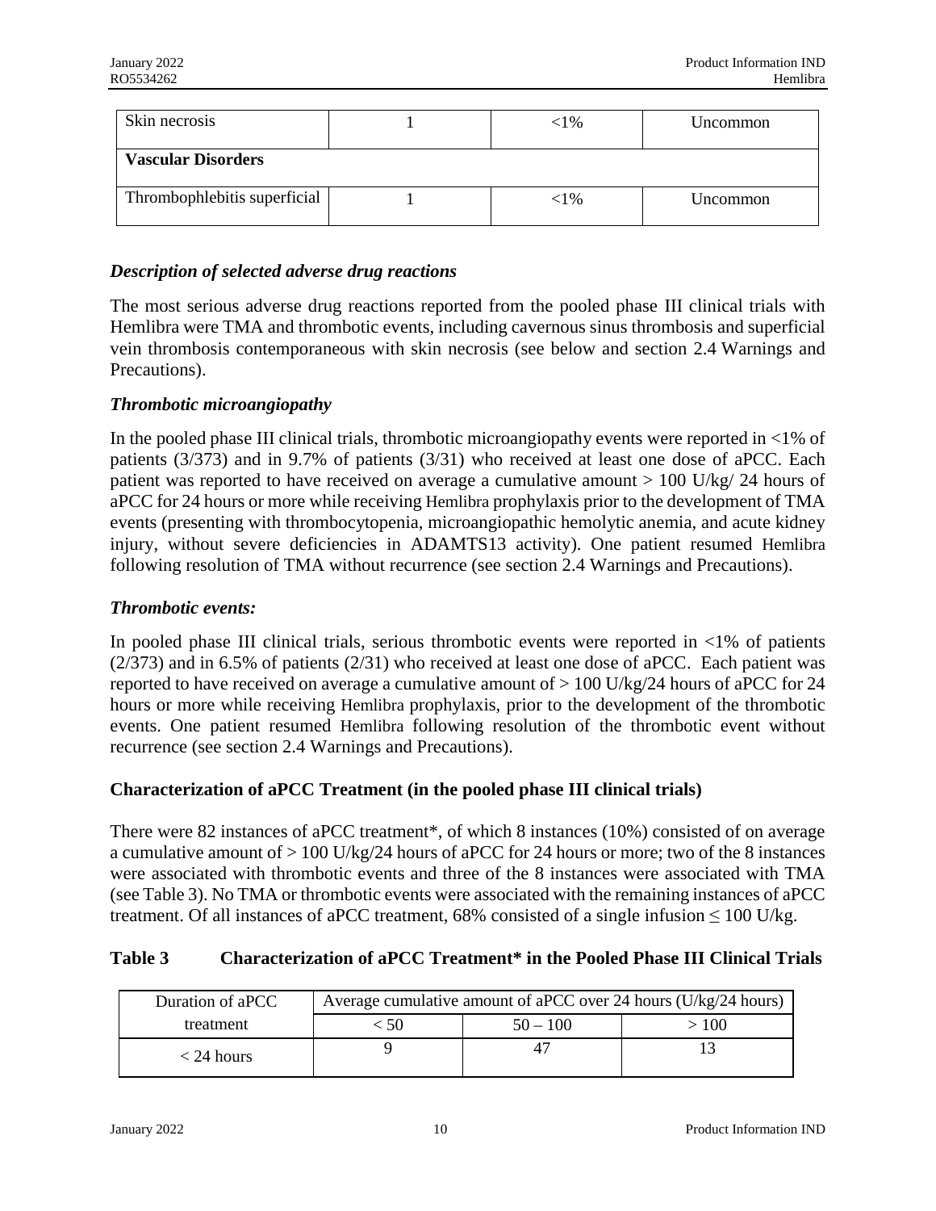| Skin necrosis | 1 | <1% | Uncommon |
|---|---|---|---|
| **Vascular Disorders** | | | |
| Thrombophlebitis superficial | 1 | <1% | Uncommon |

### *Description of selected adverse drug reactions*

The most serious adverse drug reactions reported from the pooled phase III clinical trials with Hemlibra were TMA and thrombotic events, including cavernous sinus thrombosis and superficial vein thrombosis contemporaneous with skin necrosis (see below and section 2.4 Warnings and Precautions).

### *Thrombotic microangiopathy*

In the pooled phase III clinical trials, thrombotic microangiopathy events were reported in <1% of patients (3/373) and in 9.7% of patients (3/31) who received at least one dose of aPCC. Each patient was reported to have received on average a cumulative amount > 100 U/kg/ 24 hours of aPCC for 24 hours or more while receiving Hemlibra prophylaxis prior to the development of TMA events (presenting with thrombocytopenia, microangiopathic hemolytic anemia, and acute kidney injury, without severe deficiencies in ADAMTS13 activity). One patient resumed Hemlibra following resolution of TMA without recurrence (see section 2.4 Warnings and Precautions).

### *Thrombotic events:*

In pooled phase III clinical trials, serious thrombotic events were reported in <1% of patients (2/373) and in 6.5% of patients (2/31) who received at least one dose of aPCC. Each patient was reported to have received on average a cumulative amount of > 100 U/kg/24 hours of aPCC for 24 hours or more while receiving Hemlibra prophylaxis, prior to the development of the thrombotic events. One patient resumed Hemlibra following resolution of the thrombotic event without recurrence (see section 2.4 Warnings and Precautions).

### Characterization of aPCC Treatment (in the pooled phase III clinical trials)

There were 82 instances of aPCC treatment*, of which 8 instances (10%) consisted of on average a cumulative amount of > 100 U/kg/24 hours of aPCC for 24 hours or more; two of the 8 instances were associated with thrombotic events and three of the 8 instances were associated with TMA (see Table 3). No TMA or thrombotic events were associated with the remaining instances of aPCC treatment. Of all instances of aPCC treatment, 68% consisted of a single infusion ≤ 100 U/kg.

**Table 3 Characterization of aPCC Treatment* in the Pooled Phase III Clinical Trials**

| Duration of aPCC treatment | Average cumulative amount of aPCC over 24 hours (U/kg/24 hours) | | |
|---|---|---|---|
| | < 50 | 50 – 100 | > 100 |
| < 24 hours | 9 | 47 | 13 |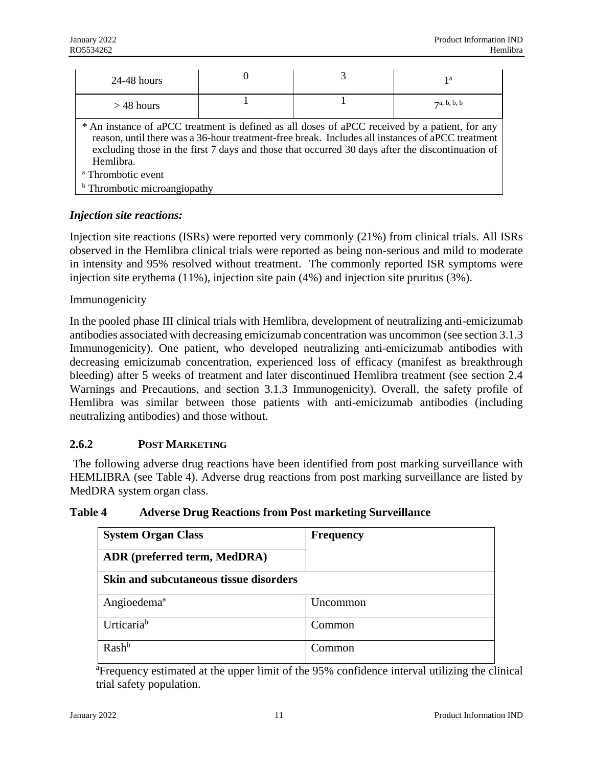| 24-48 hours | 0 | 3 | 1[a] |
|---|---|---|---|
| > 48 hours | 1 | 1 | 7[a, b, b, b] |

\* An instance of aPCC treatment is defined as all doses of aPCC received by a patient, for any reason, until there was a 36-hour treatment-free break. Includes all instances of aPCC treatment excluding those in the first 7 days and those that occurred 30 days after the discontinuation of Hemlibra.

[a] Thrombotic event

[b] Thrombotic microangiopathy

***Injection site reactions:***

Injection site reactions (ISRs) were reported very commonly (21%) from clinical trials. All ISRs observed in the Hemlibra clinical trials were reported as being non-serious and mild to moderate in intensity and 95% resolved without treatment. The commonly reported ISR symptoms were injection site erythema (11%), injection site pain (4%) and injection site pruritus (3%).

Immunogenicity

In the pooled phase III clinical trials with Hemlibra, development of neutralizing anti-emicizumab antibodies associated with decreasing emicizumab concentration was uncommon (see section 3.1.3 Immunogenicity). One patient, who developed neutralizing anti-emicizumab antibodies with decreasing emicizumab concentration, experienced loss of efficacy (manifest as breakthrough bleeding) after 5 weeks of treatment and later discontinued Hemlibra treatment (see section 2.4 Warnings and Precautions, and section 3.1.3 Immunogenicity). Overall, the safety profile of Hemlibra was similar between those patients with anti-emicizumab antibodies (including neutralizing antibodies) and those without.

### 2.6.2 POST MARKETING

The following adverse drug reactions have been identified from post marking surveillance with HEMLIBRA (see Table 4). Adverse drug reactions from post marking surveillance are listed by MedDRA system organ class.

**Table 4 Adverse Drug Reactions from Post marketing Surveillance**

| System Organ Class<br>ADR (preferred term, MedDRA) | Frequency |
|---|---|
| **Skin and subcutaneous tissue disorders** | |
| Angioedema[a] | Uncommon |
| Urticaria[b] | Common |
| Rash[b] | Common |

[a]Frequency estimated at the upper limit of the 95% confidence interval utilizing the clinical trial safety population.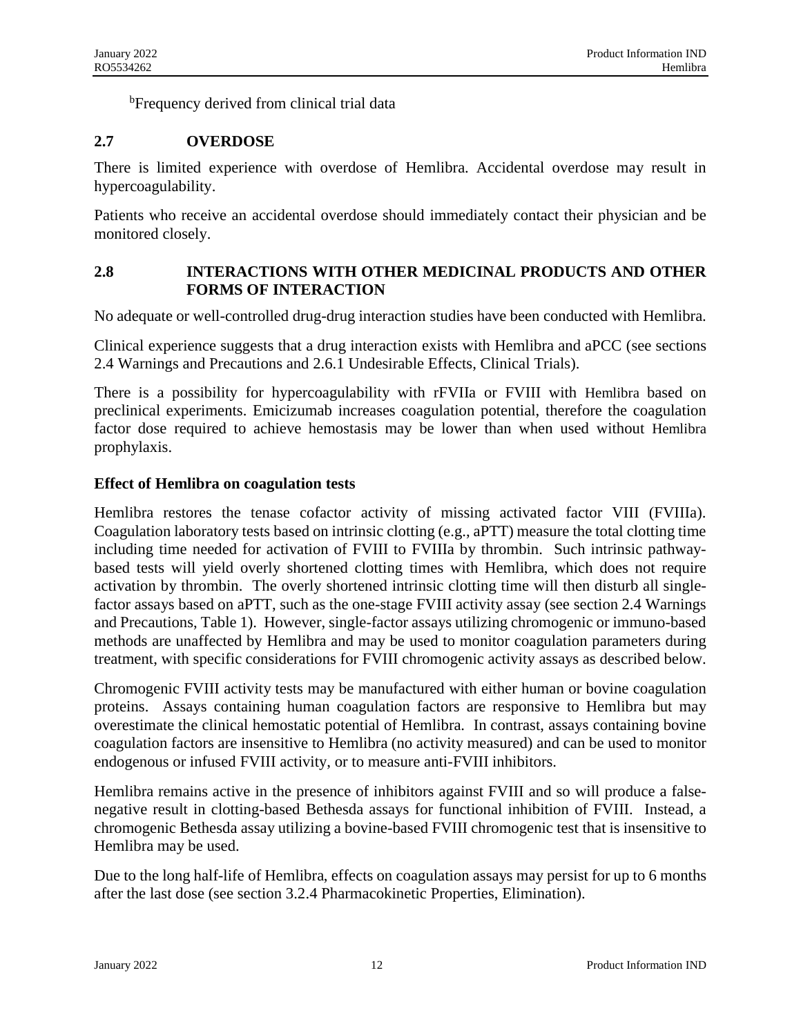[b]Frequency derived from clinical trial data

## 2.7 OVERDOSE

There is limited experience with overdose of Hemlibra. Accidental overdose may result in hypercoagulability.

Patients who receive an accidental overdose should immediately contact their physician and be monitored closely.

## 2.8 INTERACTIONS WITH OTHER MEDICINAL PRODUCTS AND OTHER FORMS OF INTERACTION

No adequate or well-controlled drug-drug interaction studies have been conducted with Hemlibra.

Clinical experience suggests that a drug interaction exists with Hemlibra and aPCC (see sections 2.4 Warnings and Precautions and 2.6.1 Undesirable Effects, Clinical Trials).

There is a possibility for hypercoagulability with rFVIIa or FVIII with Hemlibra based on preclinical experiments. Emicizumab increases coagulation potential, therefore the coagulation factor dose required to achieve hemostasis may be lower than when used without Hemlibra prophylaxis.

### Effect of Hemlibra on coagulation tests

Hemlibra restores the tenase cofactor activity of missing activated factor VIII (FVIIIa). Coagulation laboratory tests based on intrinsic clotting (e.g., aPTT) measure the total clotting time including time needed for activation of FVIII to FVIIIa by thrombin. Such intrinsic pathway-based tests will yield overly shortened clotting times with Hemlibra, which does not require activation by thrombin. The overly shortened intrinsic clotting time will then disturb all single-factor assays based on aPTT, such as the one-stage FVIII activity assay (see section 2.4 Warnings and Precautions, Table 1). However, single-factor assays utilizing chromogenic or immuno-based methods are unaffected by Hemlibra and may be used to monitor coagulation parameters during treatment, with specific considerations for FVIII chromogenic activity assays as described below.

Chromogenic FVIII activity tests may be manufactured with either human or bovine coagulation proteins. Assays containing human coagulation factors are responsive to Hemlibra but may overestimate the clinical hemostatic potential of Hemlibra. In contrast, assays containing bovine coagulation factors are insensitive to Hemlibra (no activity measured) and can be used to monitor endogenous or infused FVIII activity, or to measure anti-FVIII inhibitors.

Hemlibra remains active in the presence of inhibitors against FVIII and so will produce a false-negative result in clotting-based Bethesda assays for functional inhibition of FVIII. Instead, a chromogenic Bethesda assay utilizing a bovine-based FVIII chromogenic test that is insensitive to Hemlibra may be used.

Due to the long half-life of Hemlibra, effects on coagulation assays may persist for up to 6 months after the last dose (see section 3.2.4 Pharmacokinetic Properties, Elimination).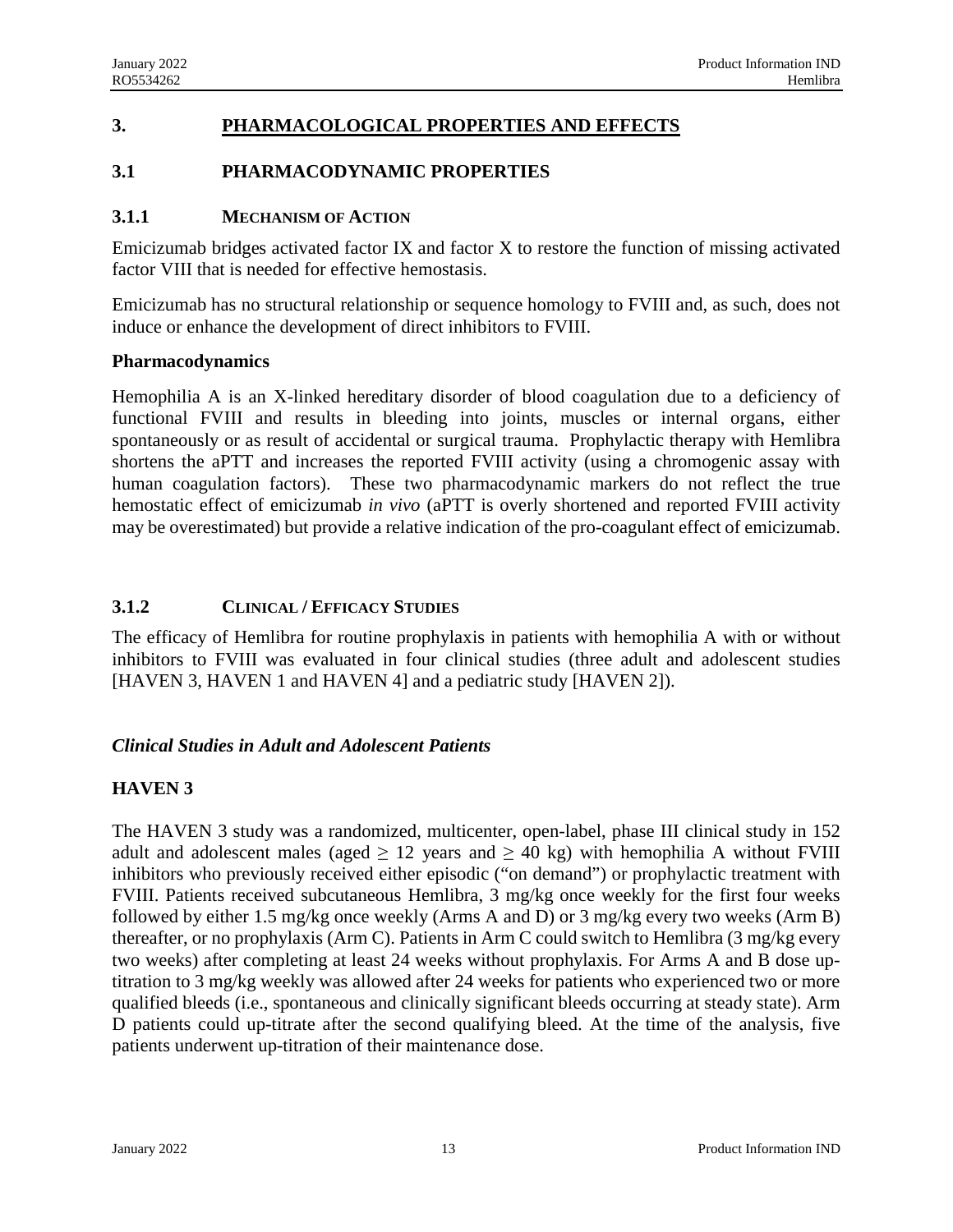## 3. PHARMACOLOGICAL PROPERTIES AND EFFECTS

### 3.1 PHARMACODYNAMIC PROPERTIES

#### 3.1.1 MECHANISM OF ACTION

Emicizumab bridges activated factor IX and factor X to restore the function of missing activated factor VIII that is needed for effective hemostasis.

Emicizumab has no structural relationship or sequence homology to FVIII and, as such, does not induce or enhance the development of direct inhibitors to FVIII.

**Pharmacodynamics**

Hemophilia A is an X-linked hereditary disorder of blood coagulation due to a deficiency of functional FVIII and results in bleeding into joints, muscles or internal organs, either spontaneously or as result of accidental or surgical trauma. Prophylactic therapy with Hemlibra shortens the aPTT and increases the reported FVIII activity (using a chromogenic assay with human coagulation factors). These two pharmacodynamic markers do not reflect the true hemostatic effect of emicizumab *in vivo* (aPTT is overly shortened and reported FVIII activity may be overestimated) but provide a relative indication of the pro-coagulant effect of emicizumab.

#### 3.1.2 CLINICAL / EFFICACY STUDIES

The efficacy of Hemlibra for routine prophylaxis in patients with hemophilia A with or without inhibitors to FVIII was evaluated in four clinical studies (three adult and adolescent studies [HAVEN 3, HAVEN 1 and HAVEN 4] and a pediatric study [HAVEN 2]).

***Clinical Studies in Adult and Adolescent Patients***

**HAVEN 3**

The HAVEN 3 study was a randomized, multicenter, open-label, phase III clinical study in 152 adult and adolescent males (aged $\geq$ 12 years and $\geq$ 40 kg) with hemophilia A without FVIII inhibitors who previously received either episodic ("on demand") or prophylactic treatment with FVIII. Patients received subcutaneous Hemlibra, 3 mg/kg once weekly for the first four weeks followed by either 1.5 mg/kg once weekly (Arms A and D) or 3 mg/kg every two weeks (Arm B) thereafter, or no prophylaxis (Arm C). Patients in Arm C could switch to Hemlibra (3 mg/kg every two weeks) after completing at least 24 weeks without prophylaxis. For Arms A and B dose up-titration to 3 mg/kg weekly was allowed after 24 weeks for patients who experienced two or more qualified bleeds (i.e., spontaneous and clinically significant bleeds occurring at steady state). Arm D patients could up-titrate after the second qualifying bleed. At the time of the analysis, five patients underwent up-titration of their maintenance dose.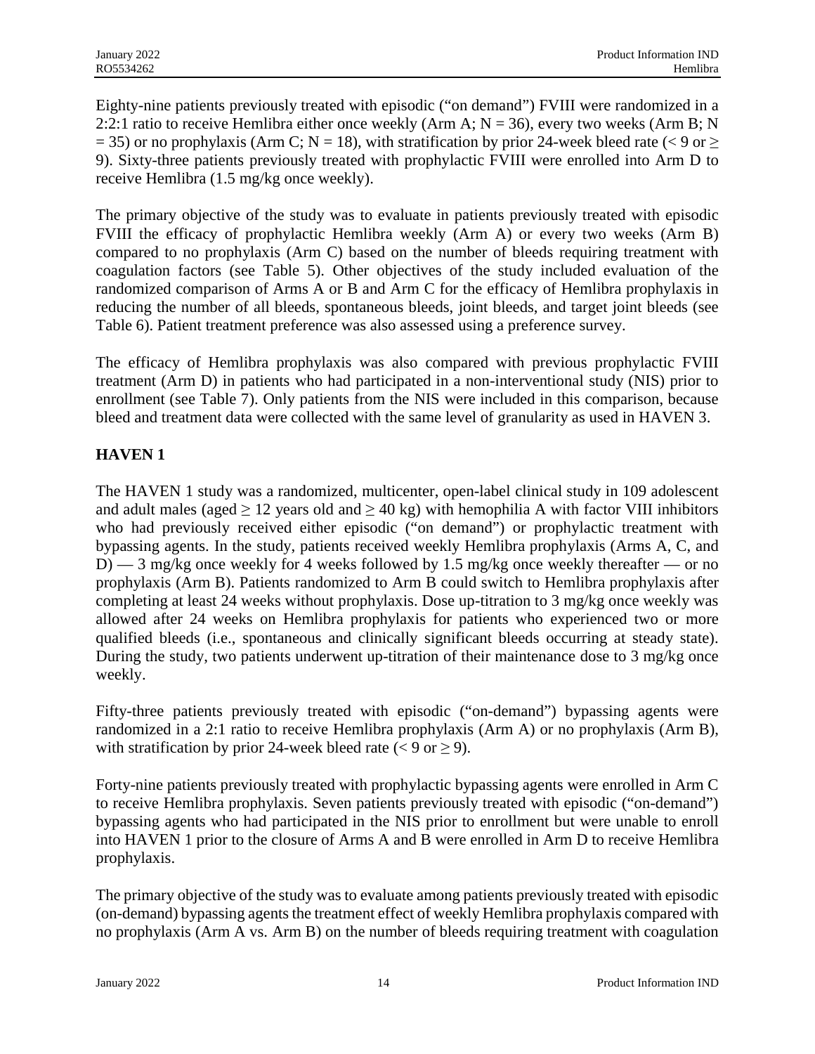Eighty-nine patients previously treated with episodic ("on demand") FVIII were randomized in a 2:2:1 ratio to receive Hemlibra either once weekly (Arm A; N = 36), every two weeks (Arm B; N = 35) or no prophylaxis (Arm C; N = 18), with stratification by prior 24-week bleed rate (< 9 or ≥ 9). Sixty-three patients previously treated with prophylactic FVIII were enrolled into Arm D to receive Hemlibra (1.5 mg/kg once weekly).

The primary objective of the study was to evaluate in patients previously treated with episodic FVIII the efficacy of prophylactic Hemlibra weekly (Arm A) or every two weeks (Arm B) compared to no prophylaxis (Arm C) based on the number of bleeds requiring treatment with coagulation factors (see Table 5). Other objectives of the study included evaluation of the randomized comparison of Arms A or B and Arm C for the efficacy of Hemlibra prophylaxis in reducing the number of all bleeds, spontaneous bleeds, joint bleeds, and target joint bleeds (see Table 6). Patient treatment preference was also assessed using a preference survey.

The efficacy of Hemlibra prophylaxis was also compared with previous prophylactic FVIII treatment (Arm D) in patients who had participated in a non-interventional study (NIS) prior to enrollment (see Table 7). Only patients from the NIS were included in this comparison, because bleed and treatment data were collected with the same level of granularity as used in HAVEN 3.

**HAVEN 1**

The HAVEN 1 study was a randomized, multicenter, open-label clinical study in 109 adolescent and adult males (aged ≥ 12 years old and ≥ 40 kg) with hemophilia A with factor VIII inhibitors who had previously received either episodic ("on demand") or prophylactic treatment with bypassing agents. In the study, patients received weekly Hemlibra prophylaxis (Arms A, C, and D) — 3 mg/kg once weekly for 4 weeks followed by 1.5 mg/kg once weekly thereafter — or no prophylaxis (Arm B). Patients randomized to Arm B could switch to Hemlibra prophylaxis after completing at least 24 weeks without prophylaxis. Dose up-titration to 3 mg/kg once weekly was allowed after 24 weeks on Hemlibra prophylaxis for patients who experienced two or more qualified bleeds (i.e., spontaneous and clinically significant bleeds occurring at steady state). During the study, two patients underwent up-titration of their maintenance dose to 3 mg/kg once weekly.

Fifty-three patients previously treated with episodic ("on-demand") bypassing agents were randomized in a 2:1 ratio to receive Hemlibra prophylaxis (Arm A) or no prophylaxis (Arm B), with stratification by prior 24-week bleed rate (< 9 or ≥ 9).

Forty-nine patients previously treated with prophylactic bypassing agents were enrolled in Arm C to receive Hemlibra prophylaxis. Seven patients previously treated with episodic ("on-demand") bypassing agents who had participated in the NIS prior to enrollment but were unable to enroll into HAVEN 1 prior to the closure of Arms A and B were enrolled in Arm D to receive Hemlibra prophylaxis.

The primary objective of the study was to evaluate among patients previously treated with episodic (on-demand) bypassing agents the treatment effect of weekly Hemlibra prophylaxis compared with no prophylaxis (Arm A vs. Arm B) on the number of bleeds requiring treatment with coagulation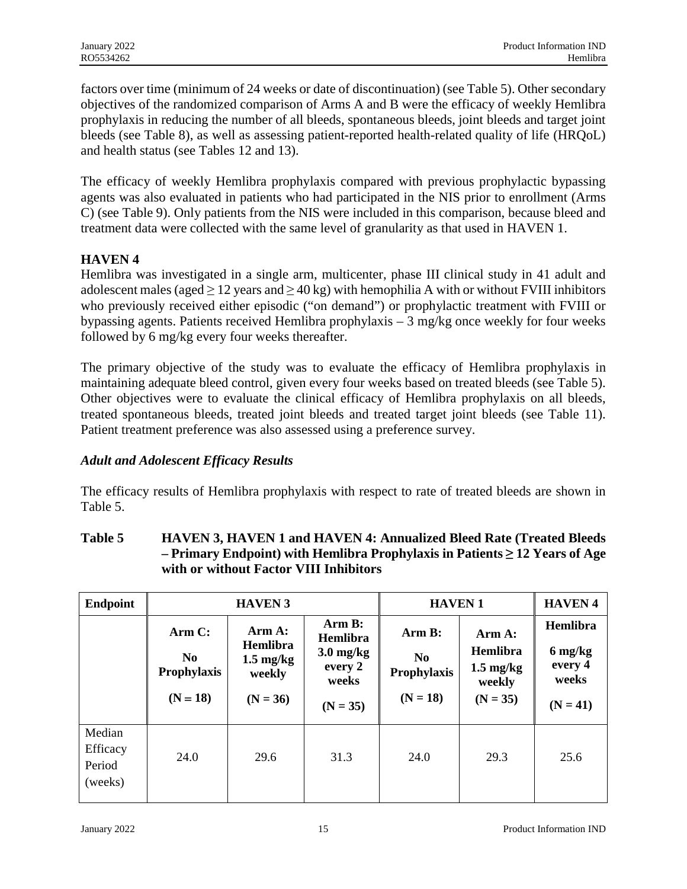factors over time (minimum of 24 weeks or date of discontinuation) (see Table 5). Other secondary objectives of the randomized comparison of Arms A and B were the efficacy of weekly Hemlibra prophylaxis in reducing the number of all bleeds, spontaneous bleeds, joint bleeds and target joint bleeds (see Table 8), as well as assessing patient-reported health-related quality of life (HRQoL) and health status (see Tables 12 and 13).

The efficacy of weekly Hemlibra prophylaxis compared with previous prophylactic bypassing agents was also evaluated in patients who had participated in the NIS prior to enrollment (Arms C) (see Table 9). Only patients from the NIS were included in this comparison, because bleed and treatment data were collected with the same level of granularity as that used in HAVEN 1.

**HAVEN 4**

Hemlibra was investigated in a single arm, multicenter, phase III clinical study in 41 adult and adolescent males (aged ≥ 12 years and ≥ 40 kg) with hemophilia A with or without FVIII inhibitors who previously received either episodic ("on demand") or prophylactic treatment with FVIII or bypassing agents. Patients received Hemlibra prophylaxis – 3 mg/kg once weekly for four weeks followed by 6 mg/kg every four weeks thereafter.

The primary objective of the study was to evaluate the efficacy of Hemlibra prophylaxis in maintaining adequate bleed control, given every four weeks based on treated bleeds (see Table 5). Other objectives were to evaluate the clinical efficacy of Hemlibra prophylaxis on all bleeds, treated spontaneous bleeds, treated joint bleeds and treated target joint bleeds (see Table 11). Patient treatment preference was also assessed using a preference survey.

### *Adult and Adolescent Efficacy Results*

The efficacy results of Hemlibra prophylaxis with respect to rate of treated bleeds are shown in Table 5.

**Table 5 HAVEN 3, HAVEN 1 and HAVEN 4: Annualized Bleed Rate (Treated Bleeds – Primary Endpoint) with Hemlibra Prophylaxis in Patients ≥ 12 Years of Age with or without Factor VIII Inhibitors**

| Endpoint | HAVEN 3 | | | HAVEN 1 | | HAVEN 4 |
|---|---|---|---|---|---|---|
| | Arm C: No Prophylaxis (N = 18) | Arm A: Hemlibra 1.5 mg/kg weekly (N = 36) | Arm B: Hemlibra 3.0 mg/kg every 2 weeks (N = 35) | Arm B: No Prophylaxis (N = 18) | Arm A: Hemlibra 1.5 mg/kg weekly (N = 35) | Hemlibra 6 mg/kg every 4 weeks (N = 41) |
| Median Efficacy Period (weeks) | 24.0 | 29.6 | 31.3 | 24.0 | 29.3 | 25.6 |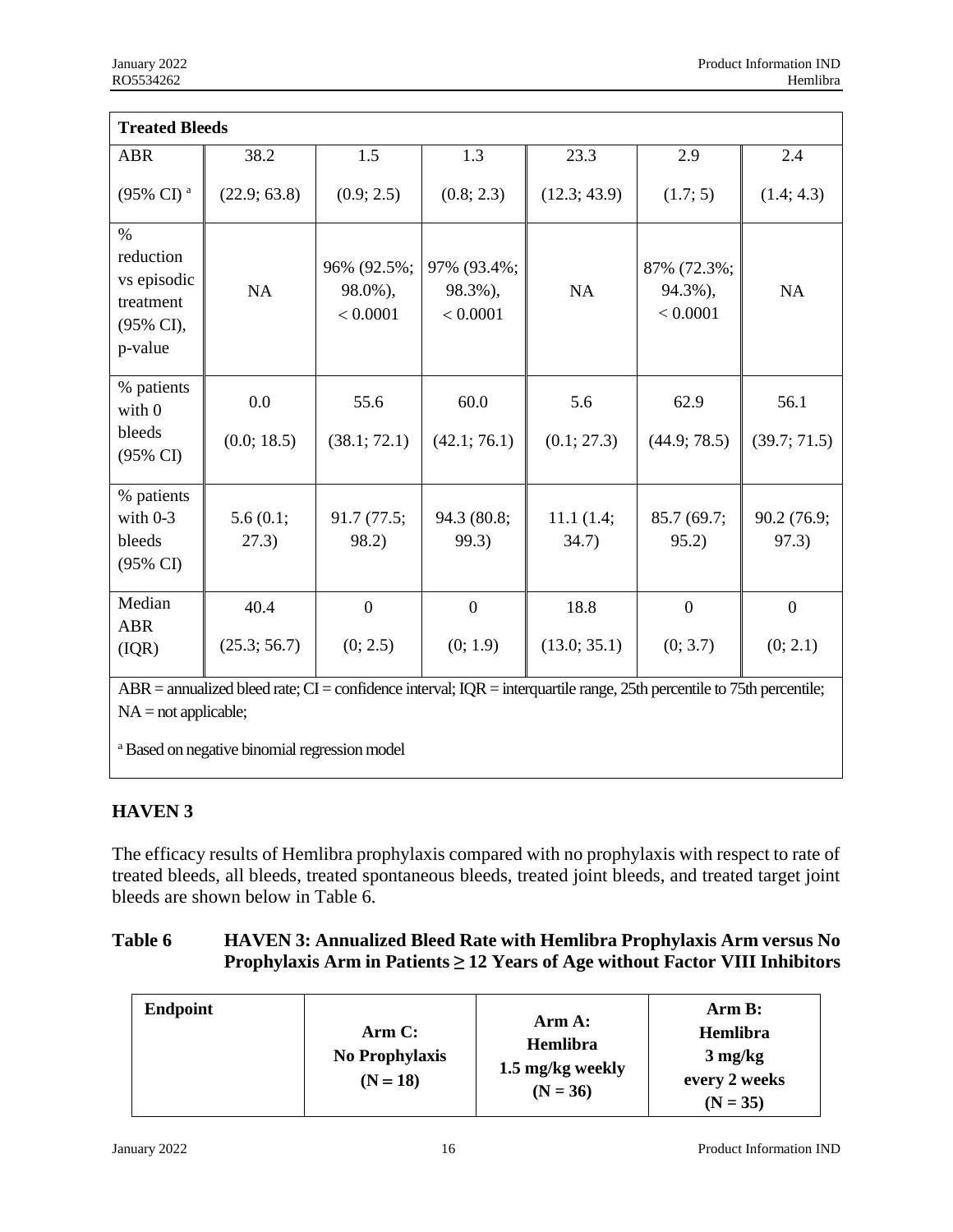| Treated Bleeds | | | | | | |
|---|---|---|---|---|---|---|
| ABR (95% CI) [a] | 38.2 (22.9; 63.8) | 1.5 (0.9; 2.5) | 1.3 (0.8; 2.3) | 23.3 (12.3; 43.9) | 2.9 (1.7; 5) | 2.4 (1.4; 4.3) |
| % reduction vs episodic treatment (95% CI), p-value | NA | 96% (92.5%; 98.0%), < 0.0001 | 97% (93.4%; 98.3%), < 0.0001 | NA | 87% (72.3%; 94.3%), < 0.0001 | NA |
| % patients with 0 bleeds (95% CI) | 0.0 (0.0; 18.5) | 55.6 (38.1; 72.1) | 60.0 (42.1; 76.1) | 5.6 (0.1; 27.3) | 62.9 (44.9; 78.5) | 56.1 (39.7; 71.5) |
| % patients with 0-3 bleeds (95% CI) | 5.6 (0.1; 27.3) | 91.7 (77.5; 98.2) | 94.3 (80.8; 99.3) | 11.1 (1.4; 34.7) | 85.7 (69.7; 95.2) | 90.2 (76.9; 97.3) |
| Median ABR (IQR) | 40.4 (25.3; 56.7) | 0 (0; 2.5) | 0 (0; 1.9) | 18.8 (13.0; 35.1) | 0 (0; 3.7) | 0 (0; 2.1) |

ABR = annualized bleed rate; CI = confidence interval; IQR = interquartile range, 25th percentile to 75th percentile; NA = not applicable;

[a] Based on negative binomial regression model

## HAVEN 3

The efficacy results of Hemlibra prophylaxis compared with no prophylaxis with respect to rate of treated bleeds, all bleeds, treated spontaneous bleeds, treated joint bleeds, and treated target joint bleeds are shown below in Table 6.

**Table 6 HAVEN 3: Annualized Bleed Rate with Hemlibra Prophylaxis Arm versus No Prophylaxis Arm in Patients ≥ 12 Years of Age without Factor VIII Inhibitors**

| Endpoint | Arm C: No Prophylaxis (N = 18) | Arm A: Hemlibra 1.5 mg/kg weekly (N = 36) | Arm B: Hemlibra 3 mg/kg every 2 weeks (N = 35) |
|---|---|---|---|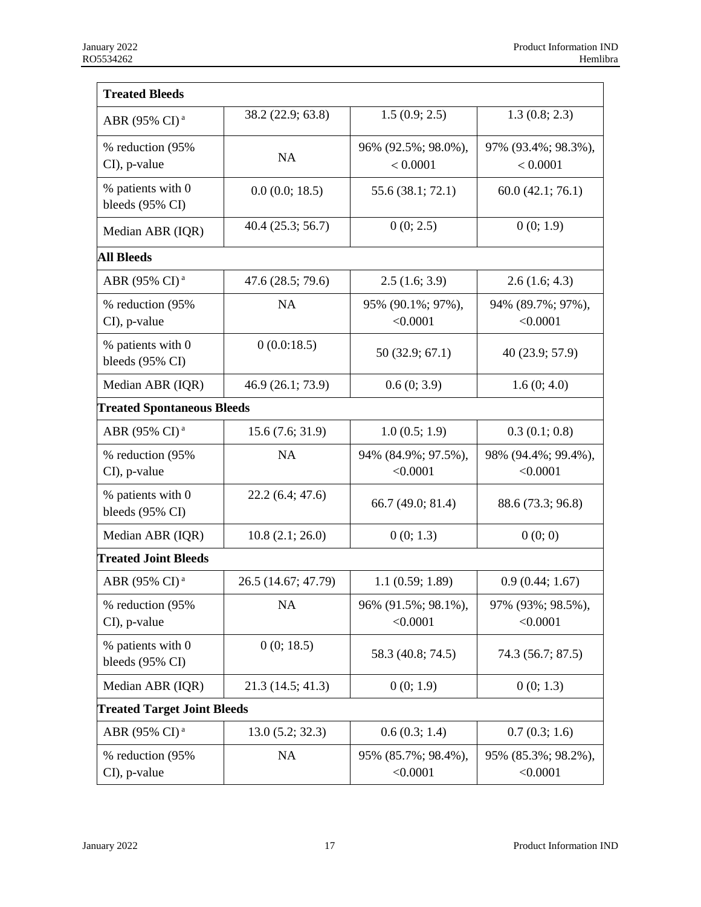| **Treated Bleeds** | | | |
|---|---|---|---|
| ABR (95% CI) [a] | 38.2 (22.9; 63.8) | 1.5 (0.9; 2.5) | 1.3 (0.8; 2.3) |
| % reduction (95% CI), p-value | NA | 96% (92.5%; 98.0%), < 0.0001 | 97% (93.4%; 98.3%), < 0.0001 |
| % patients with 0 bleeds (95% CI) | 0.0 (0.0; 18.5) | 55.6 (38.1; 72.1) | 60.0 (42.1; 76.1) |
| Median ABR (IQR) | 40.4 (25.3; 56.7) | 0 (0; 2.5) | 0 (0; 1.9) |
| **All Bleeds** | | | |
| ABR (95% CI) [a] | 47.6 (28.5; 79.6) | 2.5 (1.6; 3.9) | 2.6 (1.6; 4.3) |
| % reduction (95% CI), p-value | NA | 95% (90.1%; 97%), <0.0001 | 94% (89.7%; 97%), <0.0001 |
| % patients with 0 bleeds (95% CI) | 0 (0.0:18.5) | 50 (32.9; 67.1) | 40 (23.9; 57.9) |
| Median ABR (IQR) | 46.9 (26.1; 73.9) | 0.6 (0; 3.9) | 1.6 (0; 4.0) |
| **Treated Spontaneous Bleeds** | | | |
| ABR (95% CI) [a] | 15.6 (7.6; 31.9) | 1.0 (0.5; 1.9) | 0.3 (0.1; 0.8) |
| % reduction (95% CI), p-value | NA | 94% (84.9%; 97.5%), <0.0001 | 98% (94.4%; 99.4%), <0.0001 |
| % patients with 0 bleeds (95% CI) | 22.2 (6.4; 47.6) | 66.7 (49.0; 81.4) | 88.6 (73.3; 96.8) |
| Median ABR (IQR) | 10.8 (2.1; 26.0) | 0 (0; 1.3) | 0 (0; 0) |
| **Treated Joint Bleeds** | | | |
| ABR (95% CI) [a] | 26.5 (14.67; 47.79) | 1.1 (0.59; 1.89) | 0.9 (0.44; 1.67) |
| % reduction (95% CI), p-value | NA | 96% (91.5%; 98.1%), <0.0001 | 97% (93%; 98.5%), <0.0001 |
| % patients with 0 bleeds (95% CI) | 0 (0; 18.5) | 58.3 (40.8; 74.5) | 74.3 (56.7; 87.5) |
| Median ABR (IQR) | 21.3 (14.5; 41.3) | 0 (0; 1.9) | 0 (0; 1.3) |
| **Treated Target Joint Bleeds** | | | |
| ABR (95% CI) [a] | 13.0 (5.2; 32.3) | 0.6 (0.3; 1.4) | 0.7 (0.3; 1.6) |
| % reduction (95% CI), p-value | NA | 95% (85.7%; 98.4%), <0.0001 | 95% (85.3%; 98.2%), <0.0001 |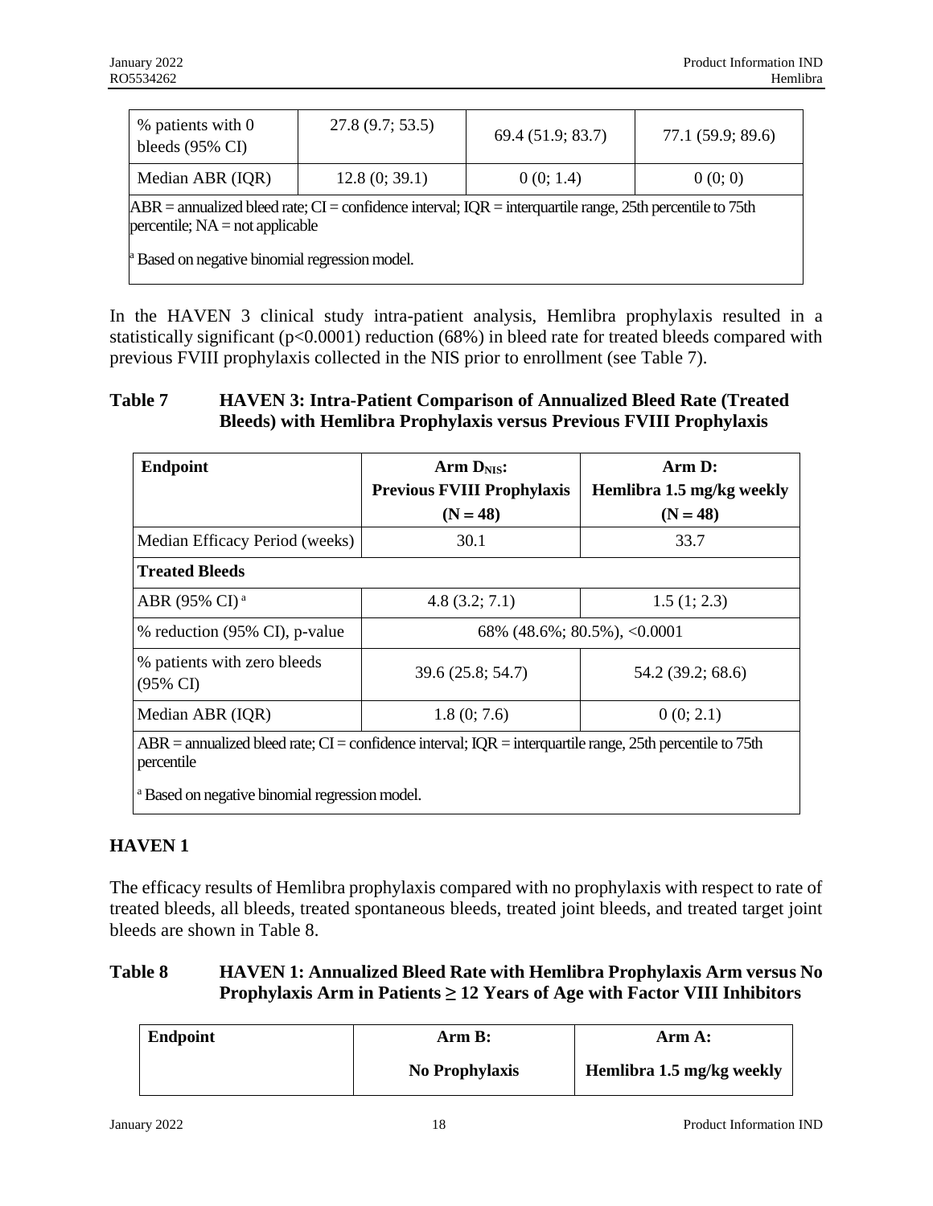| % patients with 0 bleeds (95% CI) | 27.8 (9.7; 53.5) | 69.4 (51.9; 83.7) | 77.1 (59.9; 89.6) |
|---|---|---|---|
| Median ABR (IQR) | 12.8 (0; 39.1) | 0 (0; 1.4) | 0 (0; 0) |
| ABR = annualized bleed rate; CI = confidence interval; IQR = interquartile range, 25th percentile to 75th percentile; NA = not applicable<br><br>[a] Based on negative binomial regression model. | | | |

In the HAVEN 3 clinical study intra-patient analysis, Hemlibra prophylaxis resulted in a statistically significant (p<0.0001) reduction (68%) in bleed rate for treated bleeds compared with previous FVIII prophylaxis collected in the NIS prior to enrollment (see Table 7).

**Table 7 HAVEN 3: Intra-Patient Comparison of Annualized Bleed Rate (Treated Bleeds) with Hemlibra Prophylaxis versus Previous FVIII Prophylaxis**

| Endpoint | Arm $D_{NIS}$: Previous FVIII Prophylaxis (N = 48) | Arm D: Hemlibra 1.5 mg/kg weekly (N = 48) |
|---|---|---|
| Median Efficacy Period (weeks) | 30.1 | 33.7 |
| **Treated Bleeds** | | |
| ABR (95% CI) [a] | 4.8 (3.2; 7.1) | 1.5 (1; 2.3) |
| % reduction (95% CI), p-value | 68% (48.6%; 80.5%), <0.0001 | |
| % patients with zero bleeds (95% CI) | 39.6 (25.8; 54.7) | 54.2 (39.2; 68.6) |
| Median ABR (IQR) | 1.8 (0; 7.6) | 0 (0; 2.1) |
| ABR = annualized bleed rate; CI = confidence interval; IQR = interquartile range, 25th percentile to 75th percentile<br><br>[a] Based on negative binomial regression model. | | |

## HAVEN 1

The efficacy results of Hemlibra prophylaxis compared with no prophylaxis with respect to rate of treated bleeds, all bleeds, treated spontaneous bleeds, treated joint bleeds, and treated target joint bleeds are shown in Table 8.

**Table 8 HAVEN 1: Annualized Bleed Rate with Hemlibra Prophylaxis Arm versus No Prophylaxis Arm in Patients ≥ 12 Years of Age with Factor VIII Inhibitors**

| Endpoint | Arm B: No Prophylaxis | Arm A: Hemlibra 1.5 mg/kg weekly |
|---|---|---|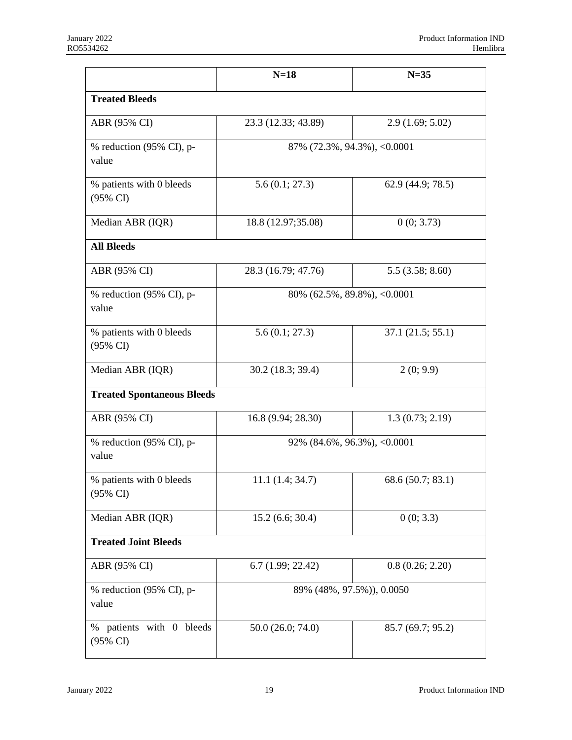| | N=18 | N=35 |
|---|---|---|
| **Treated Bleeds** | | |
| ABR (95% CI) | 23.3 (12.33; 43.89) | 2.9 (1.69; 5.02) |
| % reduction (95% CI), p-value | 87% (72.3%, 94.3%), <0.0001 | |
| % patients with 0 bleeds (95% CI) | 5.6 (0.1; 27.3) | 62.9 (44.9; 78.5) |
| Median ABR (IQR) | 18.8 (12.97;35.08) | 0 (0; 3.73) |
| **All Bleeds** | | |
| ABR (95% CI) | 28.3 (16.79; 47.76) | 5.5 (3.58; 8.60) |
| % reduction (95% CI), p-value | 80% (62.5%, 89.8%), <0.0001 | |
| % patients with 0 bleeds (95% CI) | 5.6 (0.1; 27.3) | 37.1 (21.5; 55.1) |
| Median ABR (IQR) | 30.2 (18.3; 39.4) | 2 (0; 9.9) |
| **Treated Spontaneous Bleeds** | | |
| ABR (95% CI) | 16.8 (9.94; 28.30) | 1.3 (0.73; 2.19) |
| % reduction (95% CI), p-value | 92% (84.6%, 96.3%), <0.0001 | |
| % patients with 0 bleeds (95% CI) | 11.1 (1.4; 34.7) | 68.6 (50.7; 83.1) |
| Median ABR (IQR) | 15.2 (6.6; 30.4) | 0 (0; 3.3) |
| **Treated Joint Bleeds** | | |
| ABR (95% CI) | 6.7 (1.99; 22.42) | 0.8 (0.26; 2.20) |
| % reduction (95% CI), p-value | 89% (48%, 97.5%)), 0.0050 | |
| % patients with 0 bleeds (95% CI) | 50.0 (26.0; 74.0) | 85.7 (69.7; 95.2) |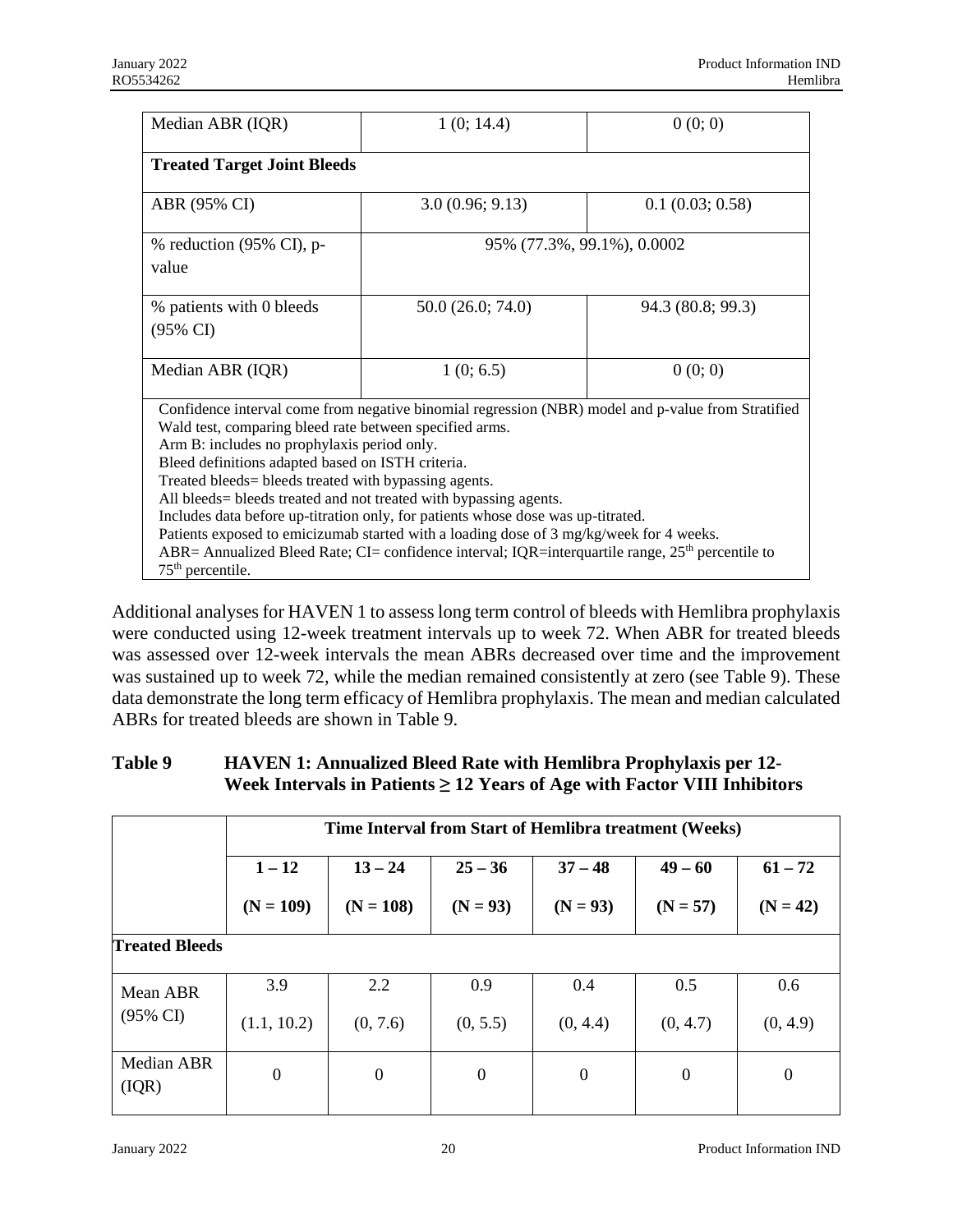| | | |
|---|---|---|
| Median ABR (IQR) | 1 (0; 14.4) | 0 (0; 0) |
| **Treated Target Joint Bleeds** | | |
| ABR (95% CI) | 3.0 (0.96; 9.13) | 0.1 (0.03; 0.58) |
| % reduction (95% CI), p-value | 95% (77.3%, 99.1%), 0.0002 | |
| % patients with 0 bleeds (95% CI) | 50.0 (26.0; 74.0) | 94.3 (80.8; 99.3) |
| Median ABR (IQR) | 1 (0; 6.5) | 0 (0; 0) |

Confidence interval come from negative binomial regression (NBR) model and p-value from Stratified Wald test, comparing bleed rate between specified arms.
Arm B: includes no prophylaxis period only.
Bleed definitions adapted based on ISTH criteria.
Treated bleeds= bleeds treated with bypassing agents.
All bleeds= bleeds treated and not treated with bypassing agents.
Includes data before up-titration only, for patients whose dose was up-titrated.
Patients exposed to emicizumab started with a loading dose of 3 mg/kg/week for 4 weeks.
ABR= Annualized Bleed Rate; CI= confidence interval; IQR=interquartile range, 25th percentile to 75th percentile.

Additional analyses for HAVEN 1 to assess long term control of bleeds with Hemlibra prophylaxis were conducted using 12-week treatment intervals up to week 72. When ABR for treated bleeds was assessed over 12-week intervals the mean ABRs decreased over time and the improvement was sustained up to week 72, while the median remained consistently at zero (see Table 9). These data demonstrate the long term efficacy of Hemlibra prophylaxis. The mean and median calculated ABRs for treated bleeds are shown in Table 9.

**Table 9 HAVEN 1: Annualized Bleed Rate with Hemlibra Prophylaxis per 12-Week Intervals in Patients ≥ 12 Years of Age with Factor VIII Inhibitors**

| | **Time Interval from Start of Hemlibra treatment (Weeks)** | | | | | |
|---|---|---|---|---|---|---|
| | **1 – 12 (N = 109)** | **13 – 24 (N = 108)** | **25 – 36 (N = 93)** | **37 – 48 (N = 93)** | **49 – 60 (N = 57)** | **61 – 72 (N = 42)** |
| **Treated Bleeds** | | | | | | |
| Mean ABR (95% CI) | 3.9 (1.1, 10.2) | 2.2 (0, 7.6) | 0.9 (0, 5.5) | 0.4 (0, 4.4) | 0.5 (0, 4.7) | 0.6 (0, 4.9) |
| Median ABR (IQR) | 0 | 0 | 0 | 0 | 0 | 0 |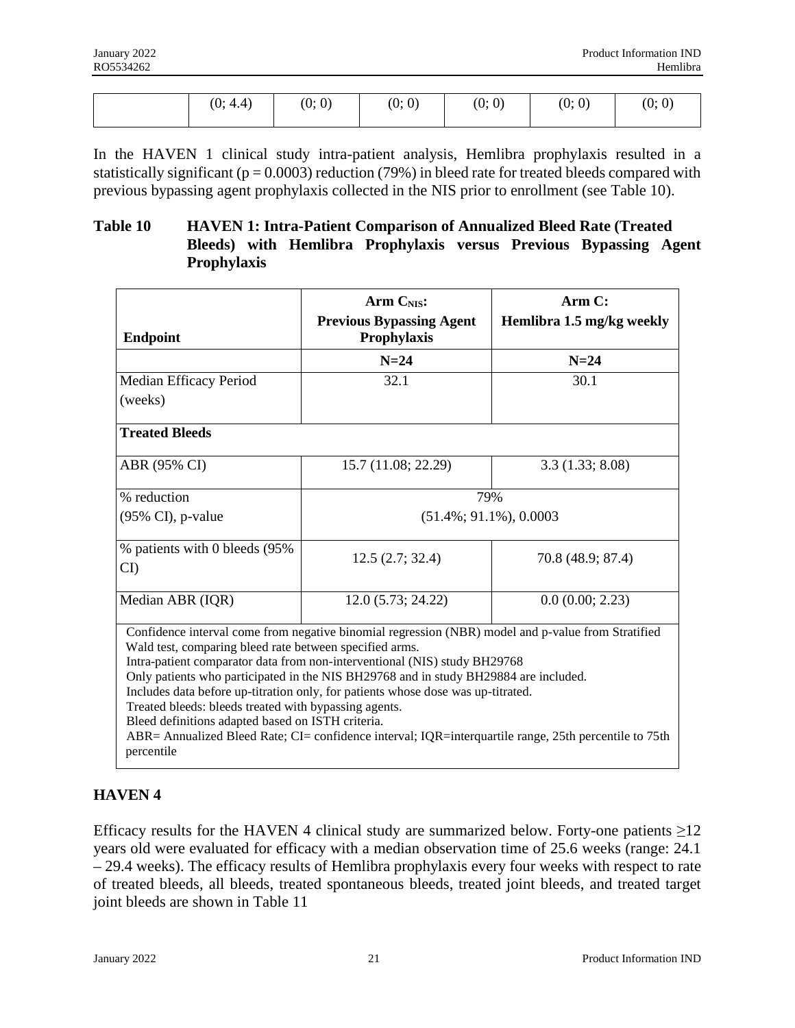| | (0; 4.4) | (0; 0) | (0; 0) | (0; 0) | (0; 0) | (0; 0) |
|---|---|---|---|---|---|---|

In the HAVEN 1 clinical study intra-patient analysis, Hemlibra prophylaxis resulted in a statistically significant ($p = 0.0003$) reduction (79%) in bleed rate for treated bleeds compared with previous bypassing agent prophylaxis collected in the NIS prior to enrollment (see Table 10).

**Table 10 HAVEN 1: Intra-Patient Comparison of Annualized Bleed Rate (Treated Bleeds) with Hemlibra Prophylaxis versus Previous Bypassing Agent Prophylaxis**

| **Endpoint** | **Arm $C_{NIS}$: Previous Bypassing Agent Prophylaxis** | **Arm C: Hemlibra 1.5 mg/kg weekly** |
|---|---|---|
| | **N=24** | **N=24** |
| Median Efficacy Period (weeks) | 32.1 | 30.1 |
| **Treated Bleeds** | | |
| ABR (95% CI) | 15.7 (11.08; 22.29) | 3.3 (1.33; 8.08) |
| % reduction (95% CI), p-value | 79% (51.4%; 91.1%), 0.0003 | |
| % patients with 0 bleeds (95% CI) | 12.5 (2.7; 32.4) | 70.8 (48.9; 87.4) |
| Median ABR (IQR) | 12.0 (5.73; 24.22) | 0.0 (0.00; 2.23) |

Confidence interval come from negative binomial regression (NBR) model and p-value from Stratified Wald test, comparing bleed rate between specified arms.
Intra-patient comparator data from non-interventional (NIS) study BH29768
Only patients who participated in the NIS BH29768 and in study BH29884 are included.
Includes data before up-titration only, for patients whose dose was up-titrated.
Treated bleeds: bleeds treated with bypassing agents.
Bleed definitions adapted based on ISTH criteria.
ABR= Annualized Bleed Rate; CI= confidence interval; IQR=interquartile range, 25th percentile to 75th percentile

## HAVEN 4

Efficacy results for the HAVEN 4 clinical study are summarized below. Forty-one patients ≥12 years old were evaluated for efficacy with a median observation time of 25.6 weeks (range: 24.1 – 29.4 weeks). The efficacy results of Hemlibra prophylaxis every four weeks with respect to rate of treated bleeds, all bleeds, treated spontaneous bleeds, treated joint bleeds, and treated target joint bleeds are shown in Table 11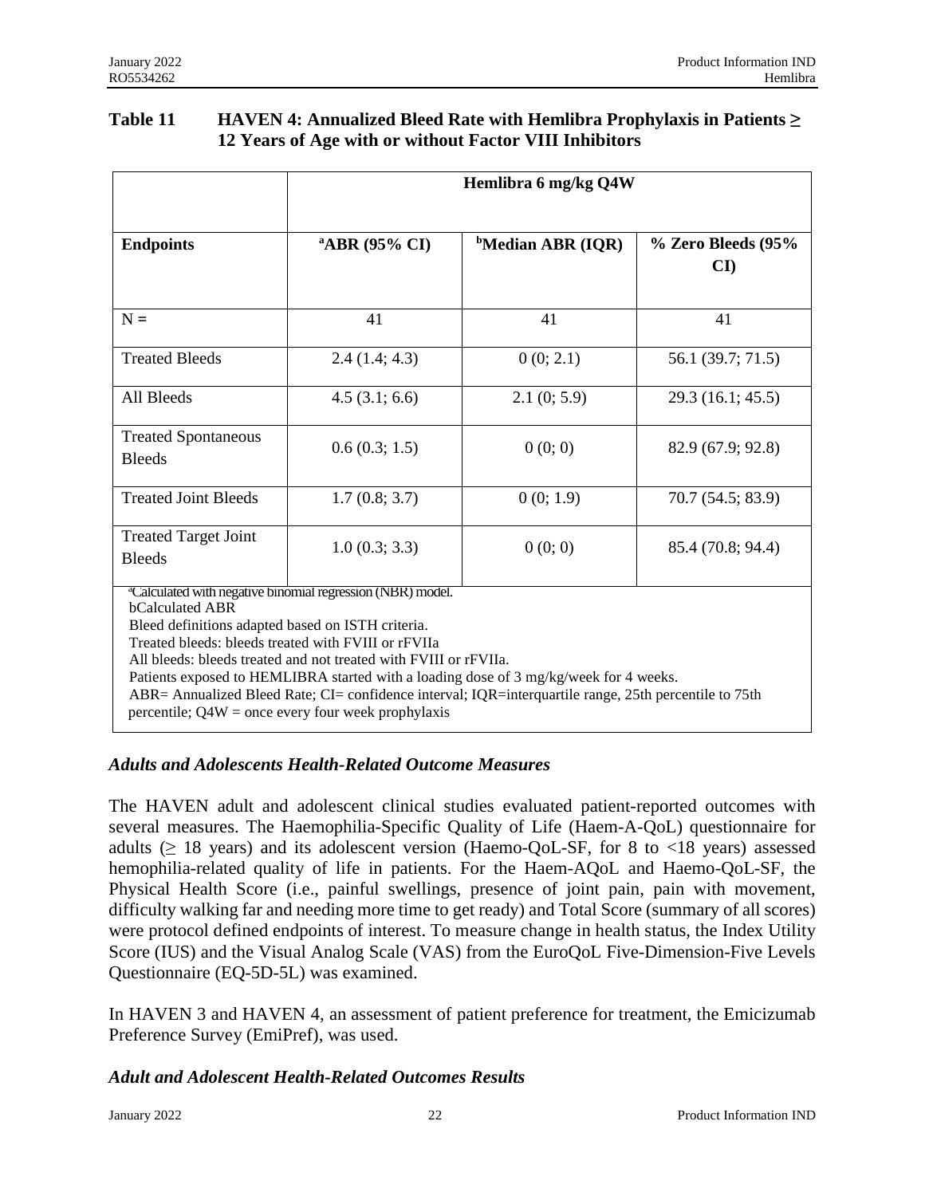**Table 11 HAVEN 4: Annualized Bleed Rate with Hemlibra Prophylaxis in Patients ≥ 12 Years of Age with or without Factor VIII Inhibitors**

| | Hemlibra 6 mg/kg Q4W | | |
|---|---|---|---|
| **Endpoints** | **[a]ABR (95% CI)** | **[b]Median ABR (IQR)** | **% Zero Bleeds (95% CI)** |
| N = | 41 | 41 | 41 |
| Treated Bleeds | 2.4 (1.4; 4.3) | 0 (0; 2.1) | 56.1 (39.7; 71.5) |
| All Bleeds | 4.5 (3.1; 6.6) | 2.1 (0; 5.9) | 29.3 (16.1; 45.5) |
| Treated Spontaneous Bleeds | 0.6 (0.3; 1.5) | 0 (0; 0) | 82.9 (67.9; 92.8) |
| Treated Joint Bleeds | 1.7 (0.8; 3.7) | 0 (0; 1.9) | 70.7 (54.5; 83.9) |
| Treated Target Joint Bleeds | 1.0 (0.3; 3.3) | 0 (0; 0) | 85.4 (70.8; 94.4) |

[a]Calculated with negative binomial regression (NBR) model.
bCalculated ABR
Bleed definitions adapted based on ISTH criteria.
Treated bleeds: bleeds treated with FVIII or rFVIIa
All bleeds: bleeds treated and not treated with FVIII or rFVIIa.
Patients exposed to HEMLIBRA started with a loading dose of 3 mg/kg/week for 4 weeks.
ABR= Annualized Bleed Rate; CI= confidence interval; IQR=interquartile range, 25th percentile to 75th percentile; Q4W = once every four week prophylaxis

### *Adults and Adolescents Health-Related Outcome Measures*

The HAVEN adult and adolescent clinical studies evaluated patient-reported outcomes with several measures. The Haemophilia-Specific Quality of Life (Haem-A-QoL) questionnaire for adults (≥ 18 years) and its adolescent version (Haemo-QoL-SF, for 8 to <18 years) assessed hemophilia-related quality of life in patients. For the Haem-AQoL and Haemo-QoL-SF, the Physical Health Score (i.e., painful swellings, presence of joint pain, pain with movement, difficulty walking far and needing more time to get ready) and Total Score (summary of all scores) were protocol defined endpoints of interest. To measure change in health status, the Index Utility Score (IUS) and the Visual Analog Scale (VAS) from the EuroQoL Five-Dimension-Five Levels Questionnaire (EQ-5D-5L) was examined.

In HAVEN 3 and HAVEN 4, an assessment of patient preference for treatment, the Emicizumab Preference Survey (EmiPref), was used.

### *Adult and Adolescent Health-Related Outcomes Results*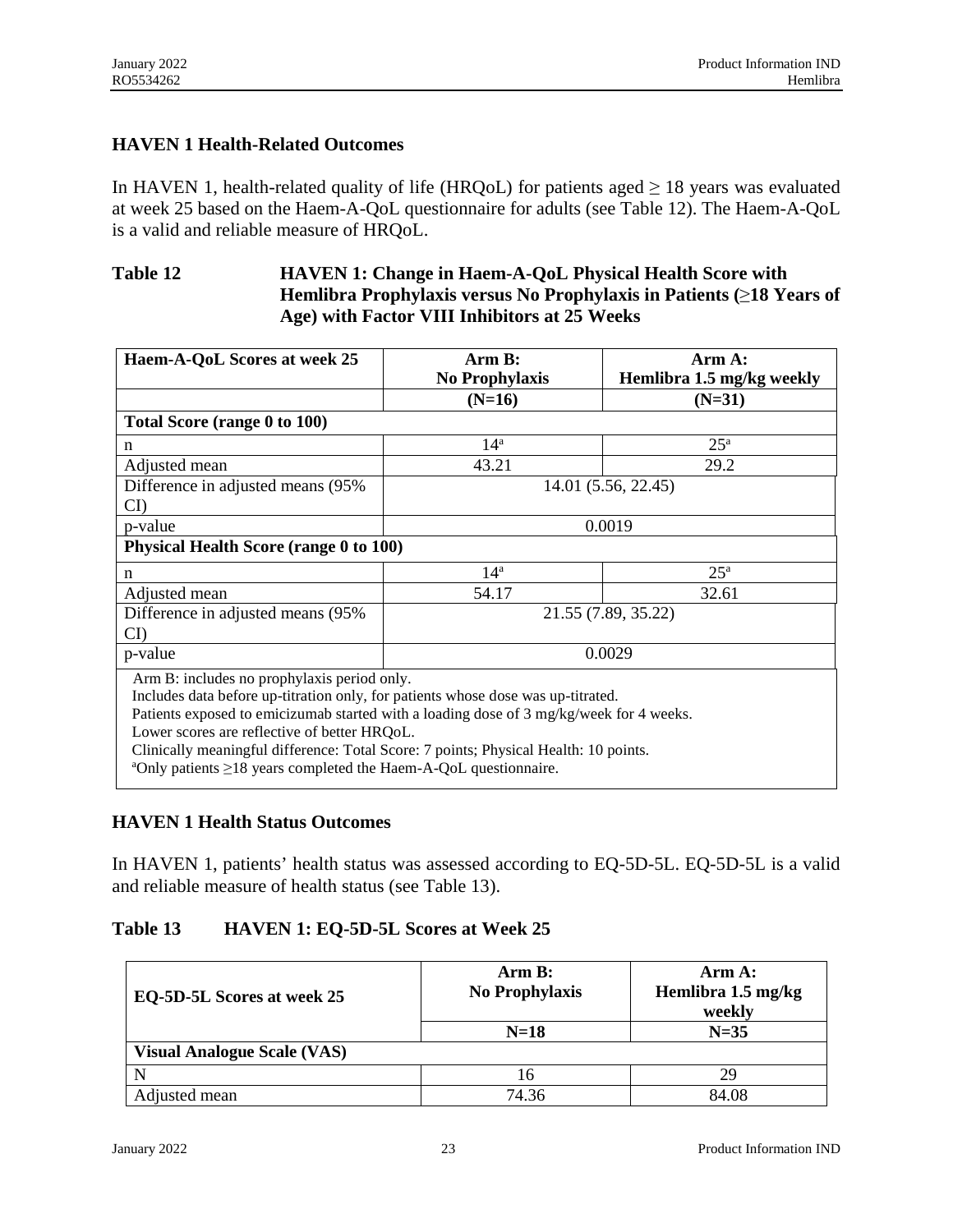### HAVEN 1 Health-Related Outcomes

In HAVEN 1, health-related quality of life (HRQoL) for patients aged ≥ 18 years was evaluated at week 25 based on the Haem-A-QoL questionnaire for adults (see Table 12). The Haem-A-QoL is a valid and reliable measure of HRQoL.

**Table 12 HAVEN 1: Change in Haem-A-QoL Physical Health Score with Hemlibra Prophylaxis versus No Prophylaxis in Patients (≥18 Years of Age) with Factor VIII Inhibitors at 25 Weeks**

| Haem-A-QoL Scores at week 25 | Arm B: No Prophylaxis | Arm A: Hemlibra 1.5 mg/kg weekly |
|---|---|---|
| | (N=16) | (N=31) |
| **Total Score (range 0 to 100)** | | |
| n | 14[a] | 25[a] |
| Adjusted mean | 43.21 | 29.2 |
| Difference in adjusted means (95% CI) | 14.01 (5.56, 22.45) | |
| p-value | 0.0019 | |
| **Physical Health Score (range 0 to 100)** | | |
| n | 14[a] | 25[a] |
| Adjusted mean | 54.17 | 32.61 |
| Difference in adjusted means (95% CI) | 21.55 (7.89, 35.22) | |
| p-value | 0.0029 | |

Arm B: includes no prophylaxis period only.
Includes data before up-titration only, for patients whose dose was up-titrated.
Patients exposed to emicizumab started with a loading dose of 3 mg/kg/week for 4 weeks.
Lower scores are reflective of better HRQoL.
Clinically meaningful difference: Total Score: 7 points; Physical Health: 10 points.
[a]Only patients ≥18 years completed the Haem-A-QoL questionnaire.

### HAVEN 1 Health Status Outcomes

In HAVEN 1, patients' health status was assessed according to EQ-5D-5L. EQ-5D-5L is a valid and reliable measure of health status (see Table 13).

**Table 13 HAVEN 1: EQ-5D-5L Scores at Week 25**

| EQ-5D-5L Scores at week 25 | Arm B: No Prophylaxis | Arm A: Hemlibra 1.5 mg/kg weekly |
|---|---|---|
| | N=18 | N=35 |
| **Visual Analogue Scale (VAS)** | | |
| N | 16 | 29 |
| Adjusted mean | 74.36 | 84.08 |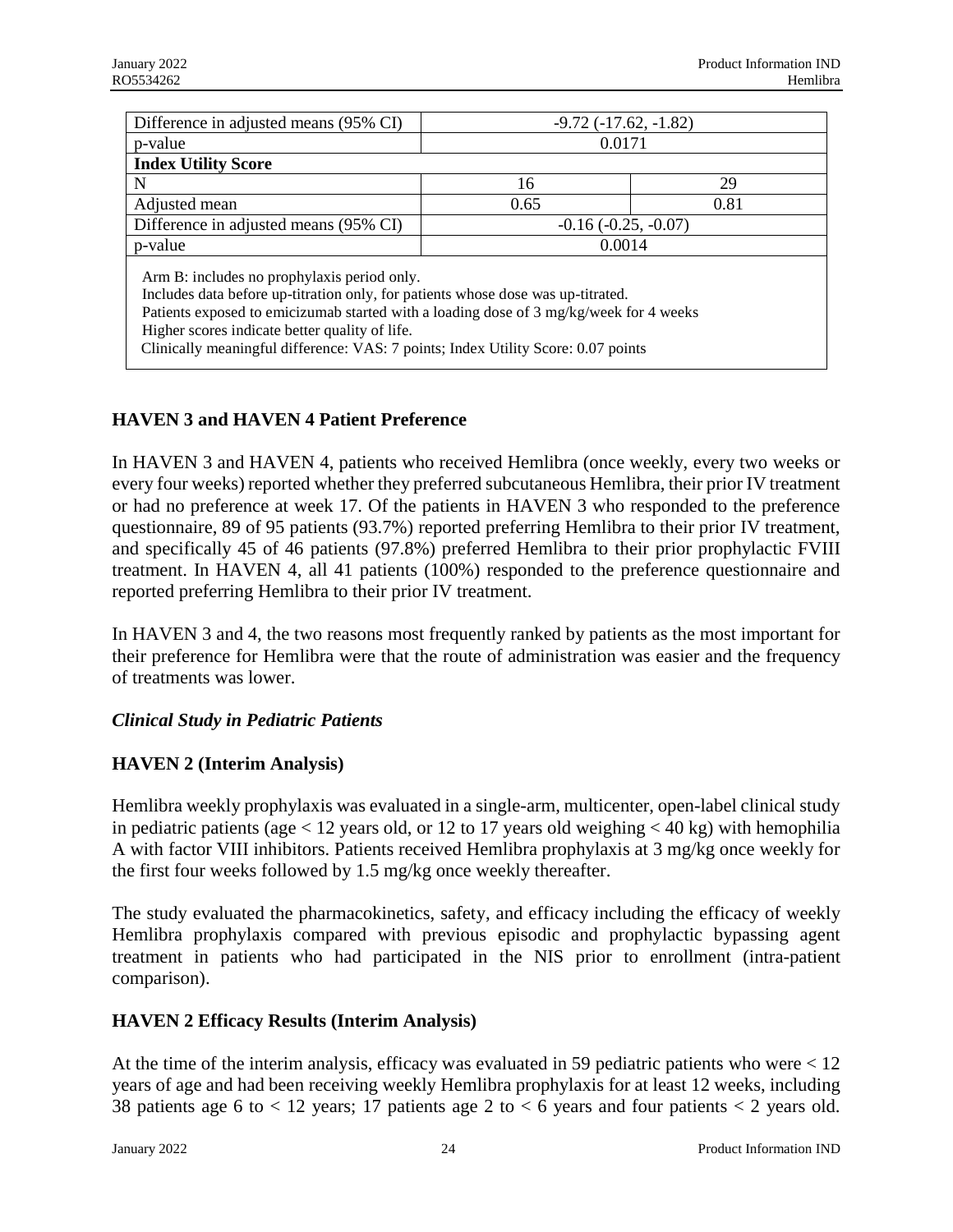| Difference in adjusted means (95% CI) | -9.72 (-17.62, -1.82) | |
|---|---|---|
| p-value | 0.0171 | |
| **Index Utility Score** | | |
| N | 16 | 29 |
| Adjusted mean | 0.65 | 0.81 |
| Difference in adjusted means (95% CI) | -0.16 (-0.25, -0.07) | |
| p-value | 0.0014 | |

Arm B: includes no prophylaxis period only.
Includes data before up-titration only, for patients whose dose was up-titrated.
Patients exposed to emicizumab started with a loading dose of 3 mg/kg/week for 4 weeks
Higher scores indicate better quality of life.
Clinically meaningful difference: VAS: 7 points; Index Utility Score: 0.07 points

### HAVEN 3 and HAVEN 4 Patient Preference

In HAVEN 3 and HAVEN 4, patients who received Hemlibra (once weekly, every two weeks or every four weeks) reported whether they preferred subcutaneous Hemlibra, their prior IV treatment or had no preference at week 17. Of the patients in HAVEN 3 who responded to the preference questionnaire, 89 of 95 patients (93.7%) reported preferring Hemlibra to their prior IV treatment, and specifically 45 of 46 patients (97.8%) preferred Hemlibra to their prior prophylactic FVIII treatment. In HAVEN 4, all 41 patients (100%) responded to the preference questionnaire and reported preferring Hemlibra to their prior IV treatment.

In HAVEN 3 and 4, the two reasons most frequently ranked by patients as the most important for their preference for Hemlibra were that the route of administration was easier and the frequency of treatments was lower.

### *Clinical Study in Pediatric Patients*

### HAVEN 2 (Interim Analysis)

Hemlibra weekly prophylaxis was evaluated in a single-arm, multicenter, open-label clinical study in pediatric patients (age < 12 years old, or 12 to 17 years old weighing < 40 kg) with hemophilia A with factor VIII inhibitors. Patients received Hemlibra prophylaxis at 3 mg/kg once weekly for the first four weeks followed by 1.5 mg/kg once weekly thereafter.

The study evaluated the pharmacokinetics, safety, and efficacy including the efficacy of weekly Hemlibra prophylaxis compared with previous episodic and prophylactic bypassing agent treatment in patients who had participated in the NIS prior to enrollment (intra-patient comparison).

### HAVEN 2 Efficacy Results (Interim Analysis)

At the time of the interim analysis, efficacy was evaluated in 59 pediatric patients who were < 12 years of age and had been receiving weekly Hemlibra prophylaxis for at least 12 weeks, including 38 patients age 6 to < 12 years; 17 patients age 2 to < 6 years and four patients < 2 years old.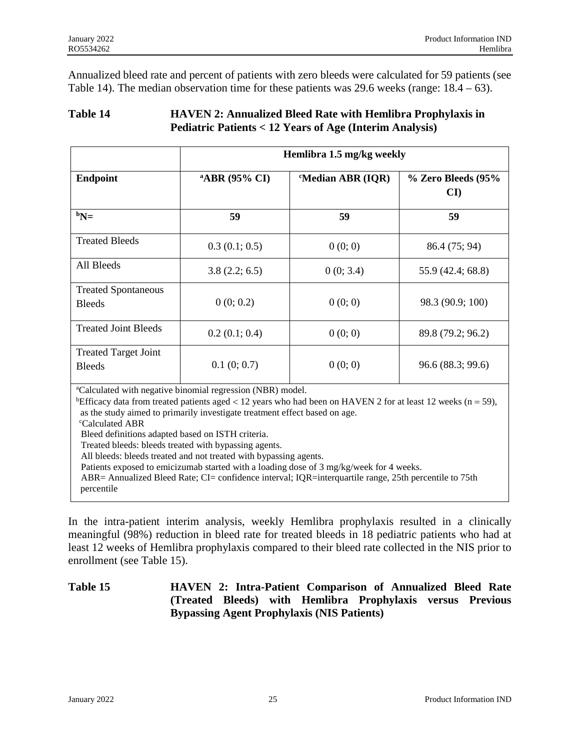Annualized bleed rate and percent of patients with zero bleeds were calculated for 59 patients (see Table 14). The median observation time for these patients was 29.6 weeks (range: 18.4 – 63).

**Table 14 HAVEN 2: Annualized Bleed Rate with Hemlibra Prophylaxis in Pediatric Patients < 12 Years of Age (Interim Analysis)**

| | Hemlibra 1.5 mg/kg weekly | | |
|---|---|---|---|
| **Endpoint** | **[a]ABR (95% CI)** | **[c]Median ABR (IQR)** | **% Zero Bleeds (95% CI)** |
| **[b]N=** | **59** | **59** | **59** |
| Treated Bleeds | 0.3 (0.1; 0.5) | 0 (0; 0) | 86.4 (75; 94) |
| All Bleeds | 3.8 (2.2; 6.5) | 0 (0; 3.4) | 55.9 (42.4; 68.8) |
| Treated Spontaneous Bleeds | 0 (0; 0.2) | 0 (0; 0) | 98.3 (90.9; 100) |
| Treated Joint Bleeds | 0.2 (0.1; 0.4) | 0 (0; 0) | 89.8 (79.2; 96.2) |
| Treated Target Joint Bleeds | 0.1 (0; 0.7) | 0 (0; 0) | 96.6 (88.3; 99.6) |

[a]Calculated with negative binomial regression (NBR) model.
[b]Efficacy data from treated patients aged < 12 years who had been on HAVEN 2 for at least 12 weeks (n = 59), as the study aimed to primarily investigate treatment effect based on age.
[c]Calculated ABR
Bleed definitions adapted based on ISTH criteria.
Treated bleeds: bleeds treated with bypassing agents.
All bleeds: bleeds treated and not treated with bypassing agents.
Patients exposed to emicizumab started with a loading dose of 3 mg/kg/week for 4 weeks.
ABR= Annualized Bleed Rate; CI= confidence interval; IQR=interquartile range, 25th percentile to 75th percentile

In the intra-patient interim analysis, weekly Hemlibra prophylaxis resulted in a clinically meaningful (98%) reduction in bleed rate for treated bleeds in 18 pediatric patients who had at least 12 weeks of Hemlibra prophylaxis compared to their bleed rate collected in the NIS prior to enrollment (see Table 15).

**Table 15 HAVEN 2: Intra-Patient Comparison of Annualized Bleed Rate (Treated Bleeds) with Hemlibra Prophylaxis versus Previous Bypassing Agent Prophylaxis (NIS Patients)**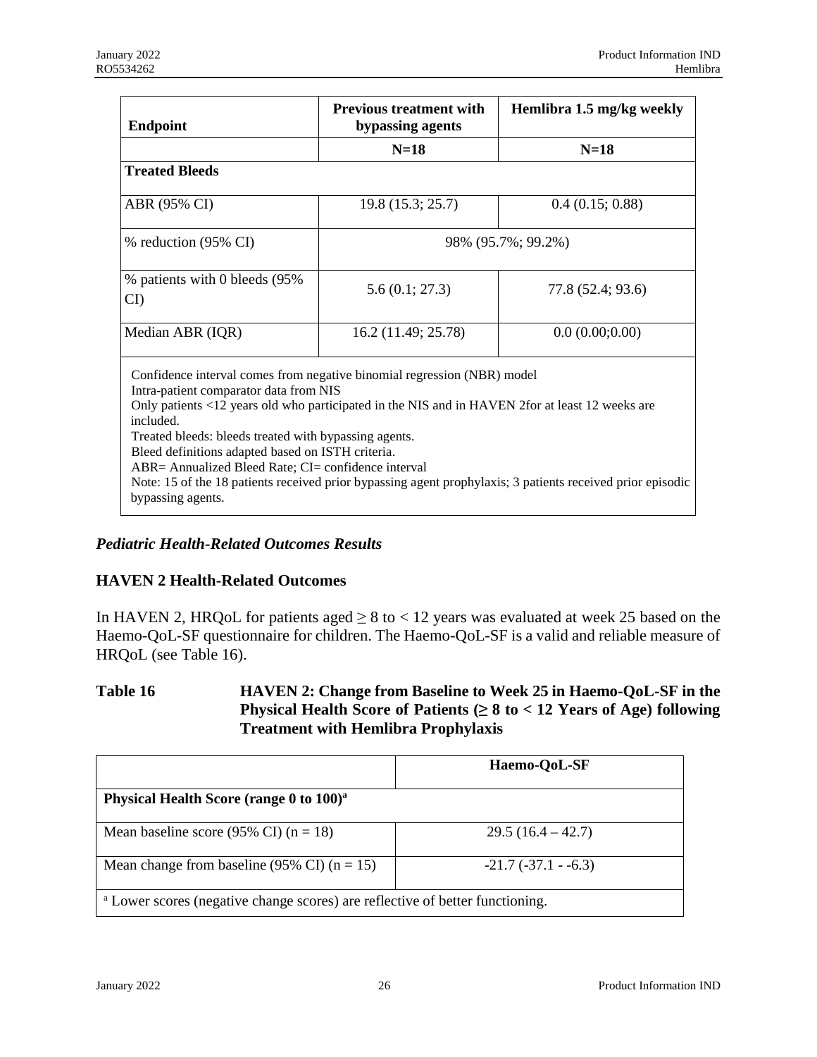| Endpoint | Previous treatment with bypassing agents | Hemlibra 1.5 mg/kg weekly |
|---|---|---|
| | N=18 | N=18 |
| **Treated Bleeds** | | |
| ABR (95% CI) | 19.8 (15.3; 25.7) | 0.4 (0.15; 0.88) |
| % reduction (95% CI) | 98% (95.7%; 99.2%) | |
| % patients with 0 bleeds (95% CI) | 5.6 (0.1; 27.3) | 77.8 (52.4; 93.6) |
| Median ABR (IQR) | 16.2 (11.49; 25.78) | 0.0 (0.00;0.00) |

Confidence interval comes from negative binomial regression (NBR) model
Intra-patient comparator data from NIS
Only patients <12 years old who participated in the NIS and in HAVEN 2for at least 12 weeks are included.
Treated bleeds: bleeds treated with bypassing agents.
Bleed definitions adapted based on ISTH criteria.
ABR= Annualized Bleed Rate; CI= confidence interval
Note: 15 of the 18 patients received prior bypassing agent prophylaxis; 3 patients received prior episodic bypassing agents.

### *Pediatric Health-Related Outcomes Results*

### HAVEN 2 Health-Related Outcomes

In HAVEN 2, HRQoL for patients aged ≥ 8 to < 12 years was evaluated at week 25 based on the Haemo-QoL-SF questionnaire for children. The Haemo-QoL-SF is a valid and reliable measure of HRQoL (see Table 16).

**Table 16 HAVEN 2: Change from Baseline to Week 25 in Haemo-QoL-SF in the Physical Health Score of Patients (≥ 8 to < 12 Years of Age) following Treatment with Hemlibra Prophylaxis**

| | Haemo-QoL-SF |
|---|---|
| **Physical Health Score (range 0 to 100)[a]** | |
| Mean baseline score (95% CI) (n = 18) | 29.5 (16.4 – 42.7) |
| Mean change from baseline (95% CI) (n = 15) | -21.7 (-37.1 - -6.3) |

[a] Lower scores (negative change scores) are reflective of better functioning.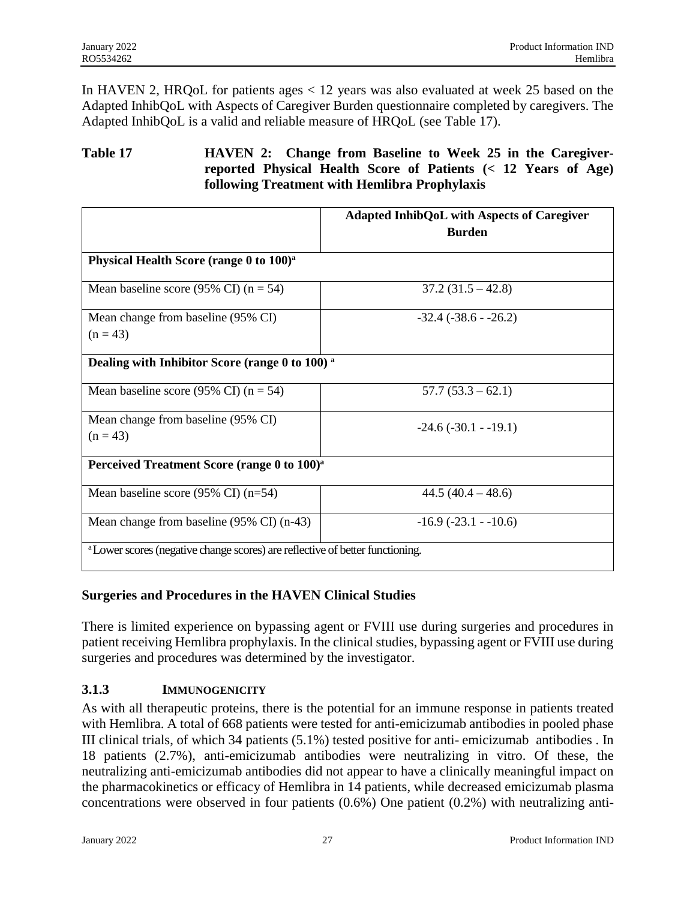In HAVEN 2, HRQoL for patients ages < 12 years was also evaluated at week 25 based on the Adapted InhibQoL with Aspects of Caregiver Burden questionnaire completed by caregivers. The Adapted InhibQoL is a valid and reliable measure of HRQoL (see Table 17).

**Table 17 HAVEN 2: Change from Baseline to Week 25 in the Caregiver-reported Physical Health Score of Patients (< 12 Years of Age) following Treatment with Hemlibra Prophylaxis**

| | Adapted InhibQoL with Aspects of Caregiver Burden |
|---|---|
| **Physical Health Score (range 0 to 100)[a]** | |
| Mean baseline score (95% CI) (n = 54) | 37.2 (31.5 – 42.8) |
| Mean change from baseline (95% CI) (n = 43) | -32.4 (-38.6 - -26.2) |
| **Dealing with Inhibitor Score (range 0 to 100) [a]** | |
| Mean baseline score (95% CI) (n = 54) | 57.7 (53.3 – 62.1) |
| Mean change from baseline (95% CI) (n = 43) | -24.6 (-30.1 - -19.1) |
| **Perceived Treatment Score (range 0 to 100)[a]** | |
| Mean baseline score (95% CI) (n=54) | 44.5 (40.4 – 48.6) |
| Mean change from baseline (95% CI) (n-43) | -16.9 (-23.1 - -10.6) |
| [a] Lower scores (negative change scores) are reflective of better functioning. | |

## Surgeries and Procedures in the HAVEN Clinical Studies

There is limited experience on bypassing agent or FVIII use during surgeries and procedures in patient receiving Hemlibra prophylaxis. In the clinical studies, bypassing agent or FVIII use during surgeries and procedures was determined by the investigator.

### 3.1.3 IMMUNOGENICITY

As with all therapeutic proteins, there is the potential for an immune response in patients treated with Hemlibra. A total of 668 patients were tested for anti-emicizumab antibodies in pooled phase III clinical trials, of which 34 patients (5.1%) tested positive for anti- emicizumab antibodies . In 18 patients (2.7%), anti-emicizumab antibodies were neutralizing in vitro. Of these, the neutralizing anti-emicizumab antibodies did not appear to have a clinically meaningful impact on the pharmacokinetics or efficacy of Hemlibra in 14 patients, while decreased emicizumab plasma concentrations were observed in four patients (0.6%) One patient (0.2%) with neutralizing anti-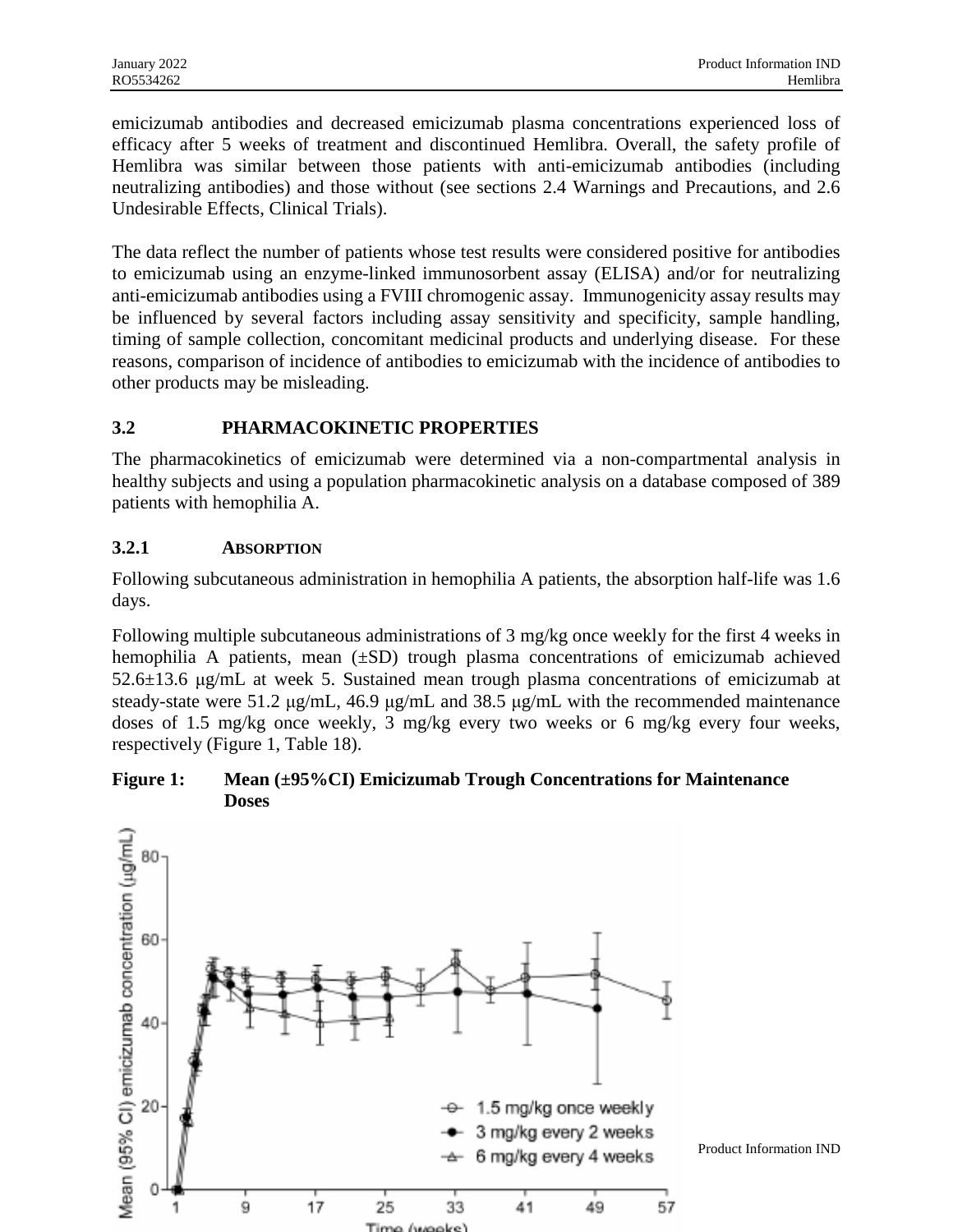emicizumab antibodies and decreased emicizumab plasma concentrations experienced loss of efficacy after 5 weeks of treatment and discontinued Hemlibra. Overall, the safety profile of Hemlibra was similar between those patients with anti-emicizumab antibodies (including neutralizing antibodies) and those without (see sections 2.4 Warnings and Precautions, and 2.6 Undesirable Effects, Clinical Trials).

The data reflect the number of patients whose test results were considered positive for antibodies to emicizumab using an enzyme-linked immunosorbent assay (ELISA) and/or for neutralizing anti-emicizumab antibodies using a FVIII chromogenic assay. Immunogenicity assay results may be influenced by several factors including assay sensitivity and specificity, sample handling, timing of sample collection, concomitant medicinal products and underlying disease. For these reasons, comparison of incidence of antibodies to emicizumab with the incidence of antibodies to other products may be misleading.

## 3.2 PHARMACOKINETIC PROPERTIES

The pharmacokinetics of emicizumab were determined via a non-compartmental analysis in healthy subjects and using a population pharmacokinetic analysis on a database composed of 389 patients with hemophilia A.

### 3.2.1 ABSORPTION

Following subcutaneous administration in hemophilia A patients, the absorption half-life was 1.6 days.

Following multiple subcutaneous administrations of 3 mg/kg once weekly for the first 4 weeks in hemophilia A patients, mean (±SD) trough plasma concentrations of emicizumab achieved 52.6±13.6 μg/mL at week 5. Sustained mean trough plasma concentrations of emicizumab at steady-state were 51.2 μg/mL, 46.9 μg/mL and 38.5 μg/mL with the recommended maintenance doses of 1.5 mg/kg once weekly, 3 mg/kg every two weeks or 6 mg/kg every four weeks, respectively (Figure 1, Table 18).

**Figure 1: Mean (±95%CI) Emicizumab Trough Concentrations for Maintenance Doses**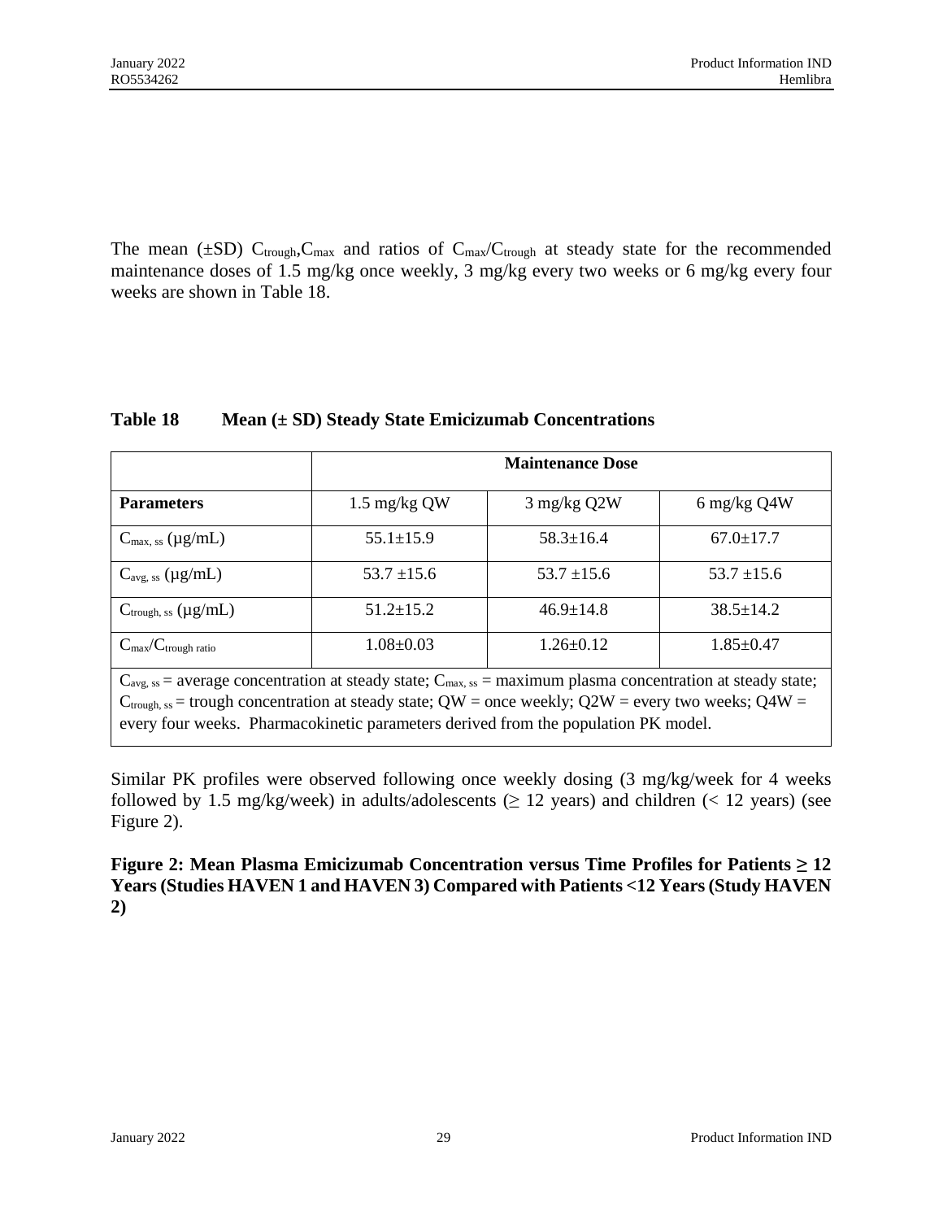The mean (±SD) $C_{trough}$,$C_{max}$ and ratios of $C_{max}/C_{trough}$ at steady state for the recommended maintenance doses of 1.5 mg/kg once weekly, 3 mg/kg every two weeks or 6 mg/kg every four weeks are shown in Table 18.

**Table 18 Mean (± SD) Steady State Emicizumab Concentrations**

| | Maintenance Dose | | |
|---|---|---|---|
| **Parameters** | 1.5 mg/kg QW | 3 mg/kg Q2W | 6 mg/kg Q4W |
| $C_{max,\ ss}$ (µg/mL) | 55.1±15.9 | 58.3±16.4 | 67.0±17.7 |
| $C_{avg,\ ss}$ (µg/mL) | 53.7 ±15.6 | 53.7 ±15.6 | 53.7 ±15.6 |
| $C_{trough,\ ss}$ (µg/mL) | 51.2±15.2 | 46.9±14.8 | 38.5±14.2 |
| $C_{max}/C_{trough\ ratio}$ | 1.08±0.03 | 1.26±0.12 | 1.85±0.47 |

$C_{avg,\ ss}$ = average concentration at steady state; $C_{max,\ ss}$ = maximum plasma concentration at steady state; $C_{trough,\ ss}$ = trough concentration at steady state; QW = once weekly; Q2W = every two weeks; Q4W = every four weeks. Pharmacokinetic parameters derived from the population PK model.

Similar PK profiles were observed following once weekly dosing (3 mg/kg/week for 4 weeks followed by 1.5 mg/kg/week) in adults/adolescents (≥ 12 years) and children (< 12 years) (see Figure 2).

**Figure 2: Mean Plasma Emicizumab Concentration versus Time Profiles for Patients ≥ 12 Years (Studies HAVEN 1 and HAVEN 3) Compared with Patients <12 Years (Study HAVEN 2)**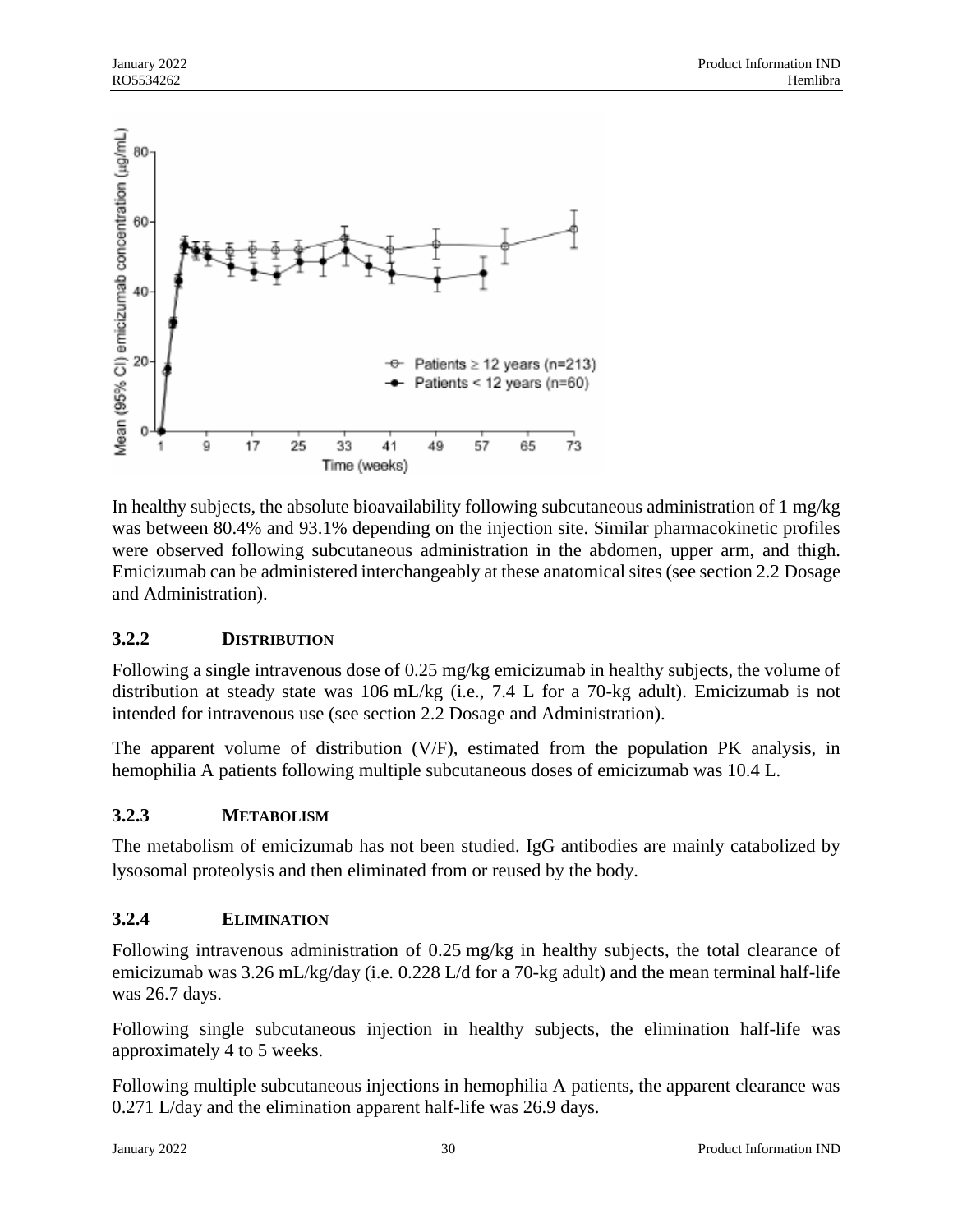In healthy subjects, the absolute bioavailability following subcutaneous administration of 1 mg/kg was between 80.4% and 93.1% depending on the injection site. Similar pharmacokinetic profiles were observed following subcutaneous administration in the abdomen, upper arm, and thigh. Emicizumab can be administered interchangeably at these anatomical sites (see section 2.2 Dosage and Administration).

### 3.2.2 DISTRIBUTION

Following a single intravenous dose of 0.25 mg/kg emicizumab in healthy subjects, the volume of distribution at steady state was 106 mL/kg (i.e., 7.4 L for a 70-kg adult). Emicizumab is not intended for intravenous use (see section 2.2 Dosage and Administration).

The apparent volume of distribution (V/F), estimated from the population PK analysis, in hemophilia A patients following multiple subcutaneous doses of emicizumab was 10.4 L.

### 3.2.3 METABOLISM

The metabolism of emicizumab has not been studied. IgG antibodies are mainly catabolized by lysosomal proteolysis and then eliminated from or reused by the body.

### 3.2.4 ELIMINATION

Following intravenous administration of 0.25 mg/kg in healthy subjects, the total clearance of emicizumab was 3.26 mL/kg/day (i.e. 0.228 L/d for a 70-kg adult) and the mean terminal half-life was 26.7 days.

Following single subcutaneous injection in healthy subjects, the elimination half-life was approximately 4 to 5 weeks.

Following multiple subcutaneous injections in hemophilia A patients, the apparent clearance was 0.271 L/day and the elimination apparent half-life was 26.9 days.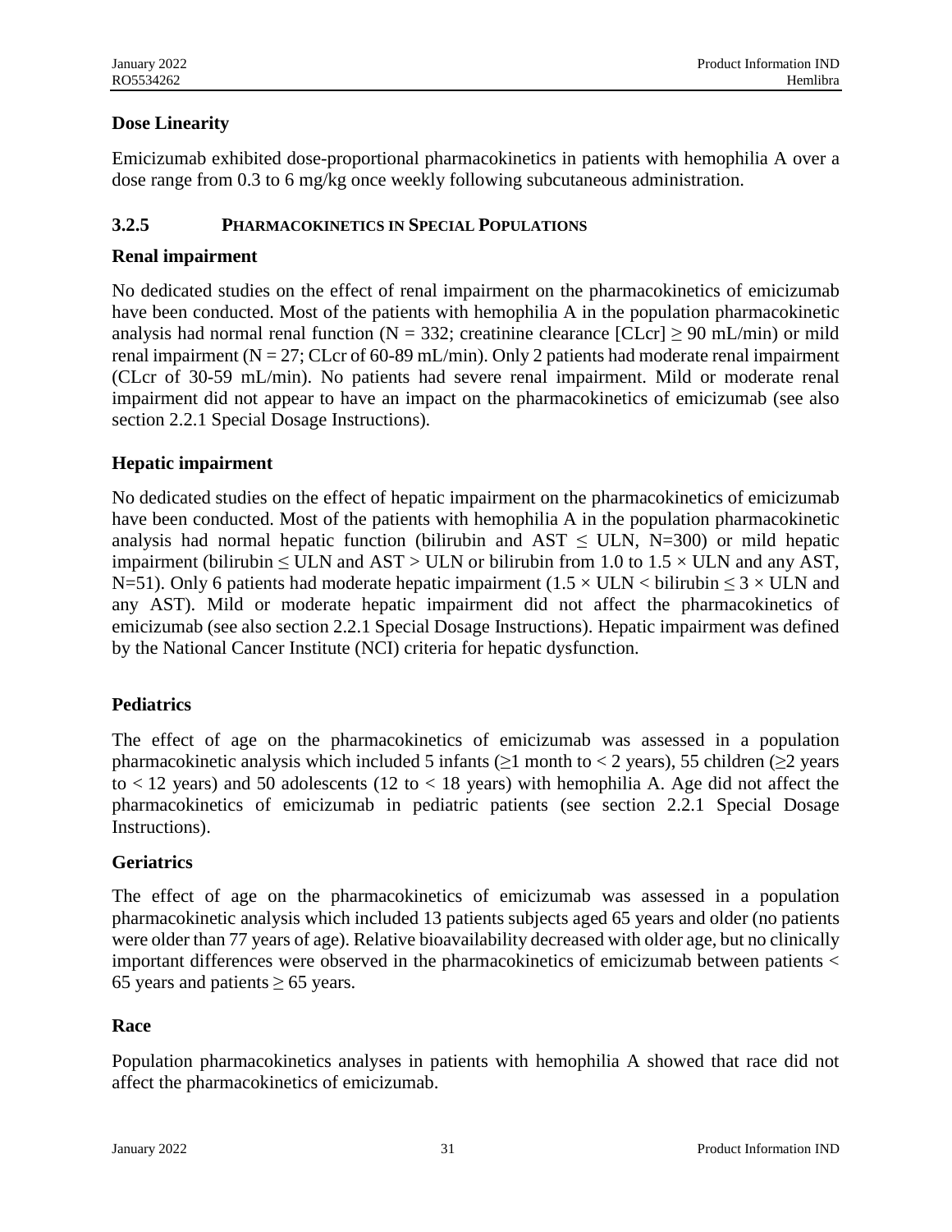**Dose Linearity**

Emicizumab exhibited dose-proportional pharmacokinetics in patients with hemophilia A over a dose range from 0.3 to 6 mg/kg once weekly following subcutaneous administration.

### 3.2.5 PHARMACOKINETICS IN SPECIAL POPULATIONS

**Renal impairment**

No dedicated studies on the effect of renal impairment on the pharmacokinetics of emicizumab have been conducted. Most of the patients with hemophilia A in the population pharmacokinetic analysis had normal renal function (N = 332; creatinine clearance [CLcr] ≥ 90 mL/min) or mild renal impairment (N = 27; CLcr of 60-89 mL/min). Only 2 patients had moderate renal impairment (CLcr of 30-59 mL/min). No patients had severe renal impairment. Mild or moderate renal impairment did not appear to have an impact on the pharmacokinetics of emicizumab (see also section 2.2.1 Special Dosage Instructions).

**Hepatic impairment**

No dedicated studies on the effect of hepatic impairment on the pharmacokinetics of emicizumab have been conducted. Most of the patients with hemophilia A in the population pharmacokinetic analysis had normal hepatic function (bilirubin and AST ≤ ULN, N=300) or mild hepatic impairment (bilirubin ≤ ULN and AST > ULN or bilirubin from 1.0 to 1.5 × ULN and any AST, N=51). Only 6 patients had moderate hepatic impairment (1.5 × ULN < bilirubin ≤ 3 × ULN and any AST). Mild or moderate hepatic impairment did not affect the pharmacokinetics of emicizumab (see also section 2.2.1 Special Dosage Instructions). Hepatic impairment was defined by the National Cancer Institute (NCI) criteria for hepatic dysfunction.

**Pediatrics**

The effect of age on the pharmacokinetics of emicizumab was assessed in a population pharmacokinetic analysis which included 5 infants (≥1 month to < 2 years), 55 children (≥2 years to < 12 years) and 50 adolescents (12 to < 18 years) with hemophilia A. Age did not affect the pharmacokinetics of emicizumab in pediatric patients (see section 2.2.1 Special Dosage Instructions).

**Geriatrics**

The effect of age on the pharmacokinetics of emicizumab was assessed in a population pharmacokinetic analysis which included 13 patients subjects aged 65 years and older (no patients were older than 77 years of age). Relative bioavailability decreased with older age, but no clinically important differences were observed in the pharmacokinetics of emicizumab between patients < 65 years and patients ≥ 65 years.

**Race**

Population pharmacokinetics analyses in patients with hemophilia A showed that race did not affect the pharmacokinetics of emicizumab.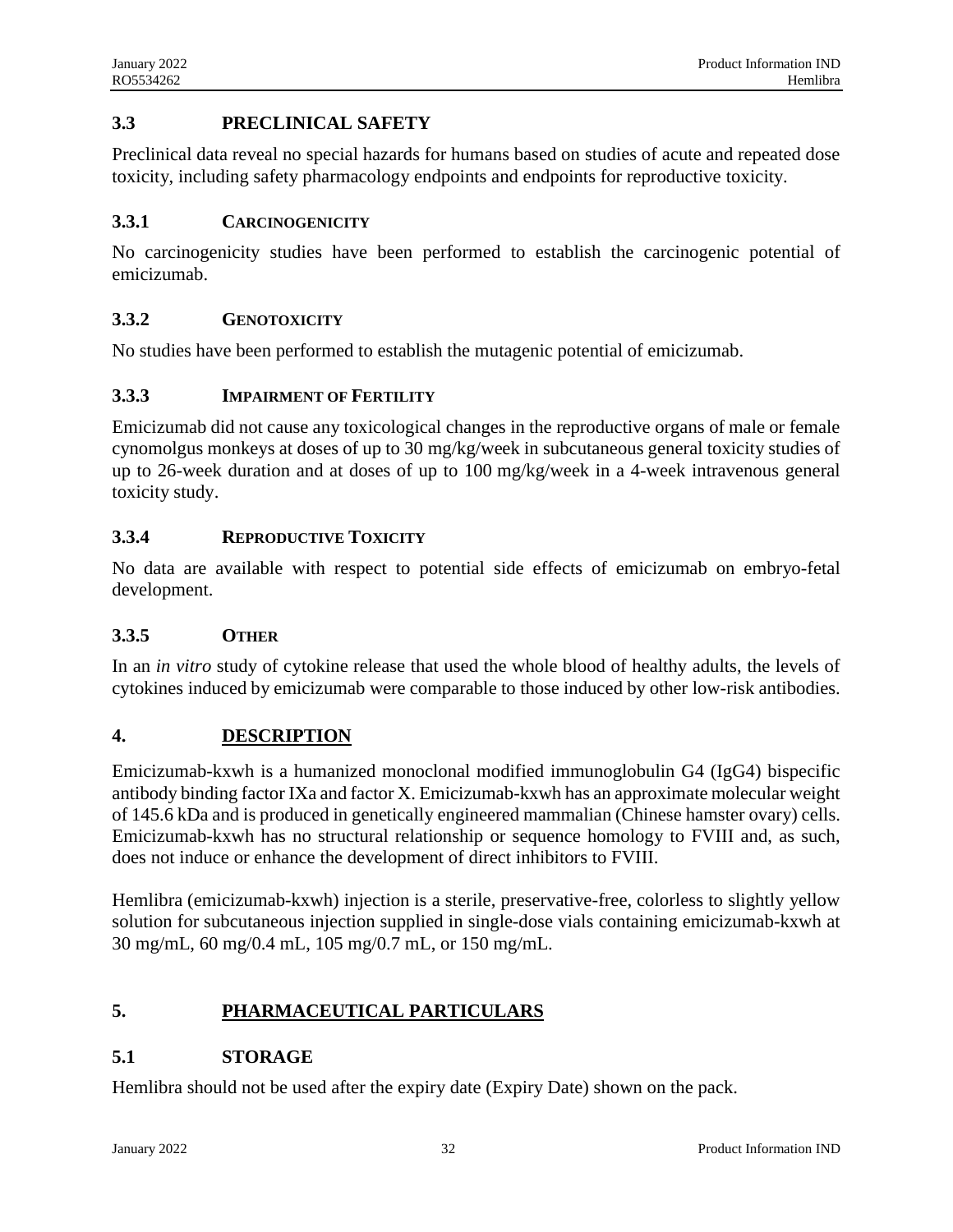## 3.3 PRECLINICAL SAFETY

Preclinical data reveal no special hazards for humans based on studies of acute and repeated dose toxicity, including safety pharmacology endpoints and endpoints for reproductive toxicity.

### 3.3.1 CARCINOGENICITY

No carcinogenicity studies have been performed to establish the carcinogenic potential of emicizumab.

### 3.3.2 GENOTOXICITY

No studies have been performed to establish the mutagenic potential of emicizumab.

### 3.3.3 IMPAIRMENT OF FERTILITY

Emicizumab did not cause any toxicological changes in the reproductive organs of male or female cynomolgus monkeys at doses of up to 30 mg/kg/week in subcutaneous general toxicity studies of up to 26-week duration and at doses of up to 100 mg/kg/week in a 4-week intravenous general toxicity study.

### 3.3.4 REPRODUCTIVE TOXICITY

No data are available with respect to potential side effects of emicizumab on embryo-fetal development.

### 3.3.5 OTHER

In an *in vitro* study of cytokine release that used the whole blood of healthy adults, the levels of cytokines induced by emicizumab were comparable to those induced by other low-risk antibodies.

# 4. DESCRIPTION

Emicizumab-kxwh is a humanized monoclonal modified immunoglobulin G4 (IgG4) bispecific antibody binding factor IXa and factor X. Emicizumab-kxwh has an approximate molecular weight of 145.6 kDa and is produced in genetically engineered mammalian (Chinese hamster ovary) cells. Emicizumab-kxwh has no structural relationship or sequence homology to FVIII and, as such, does not induce or enhance the development of direct inhibitors to FVIII.

Hemlibra (emicizumab-kxwh) injection is a sterile, preservative-free, colorless to slightly yellow solution for subcutaneous injection supplied in single-dose vials containing emicizumab-kxwh at 30 mg/mL, 60 mg/0.4 mL, 105 mg/0.7 mL, or 150 mg/mL.

# 5. PHARMACEUTICAL PARTICULARS

## 5.1 STORAGE

Hemlibra should not be used after the expiry date (Expiry Date) shown on the pack.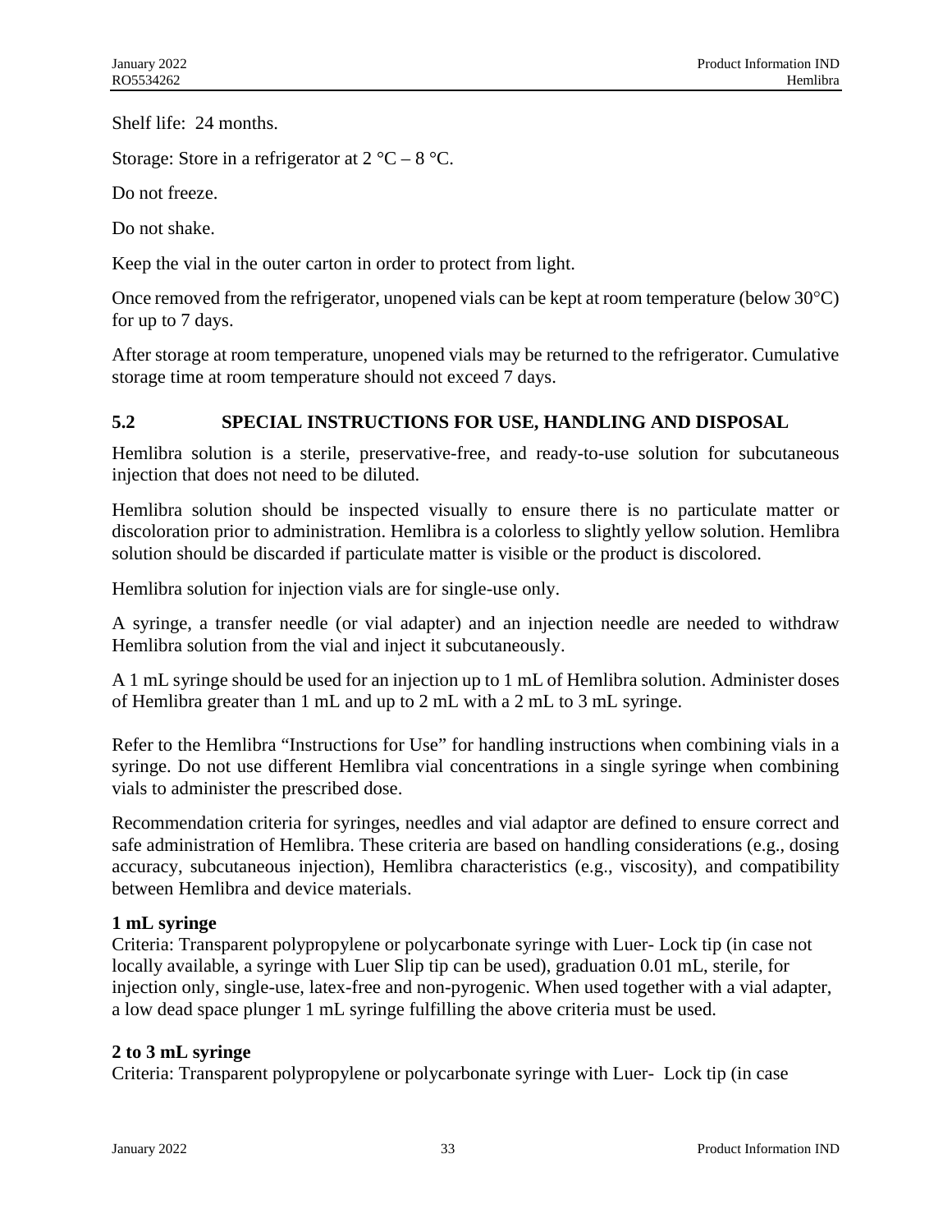Shelf life: 24 months.

Storage: Store in a refrigerator at 2 °C – 8 °C.

Do not freeze.

Do not shake.

Keep the vial in the outer carton in order to protect from light.

Once removed from the refrigerator, unopened vials can be kept at room temperature (below 30°C) for up to 7 days.

After storage at room temperature, unopened vials may be returned to the refrigerator. Cumulative storage time at room temperature should not exceed 7 days.

## 5.2 SPECIAL INSTRUCTIONS FOR USE, HANDLING AND DISPOSAL

Hemlibra solution is a sterile, preservative-free, and ready-to-use solution for subcutaneous injection that does not need to be diluted.

Hemlibra solution should be inspected visually to ensure there is no particulate matter or discoloration prior to administration. Hemlibra is a colorless to slightly yellow solution. Hemlibra solution should be discarded if particulate matter is visible or the product is discolored.

Hemlibra solution for injection vials are for single-use only.

A syringe, a transfer needle (or vial adapter) and an injection needle are needed to withdraw Hemlibra solution from the vial and inject it subcutaneously.

A 1 mL syringe should be used for an injection up to 1 mL of Hemlibra solution. Administer doses of Hemlibra greater than 1 mL and up to 2 mL with a 2 mL to 3 mL syringe.

Refer to the Hemlibra "Instructions for Use" for handling instructions when combining vials in a syringe. Do not use different Hemlibra vial concentrations in a single syringe when combining vials to administer the prescribed dose.

Recommendation criteria for syringes, needles and vial adaptor are defined to ensure correct and safe administration of Hemlibra. These criteria are based on handling considerations (e.g., dosing accuracy, subcutaneous injection), Hemlibra characteristics (e.g., viscosity), and compatibility between Hemlibra and device materials.

**1 mL syringe**
Criteria: Transparent polypropylene or polycarbonate syringe with Luer- Lock tip (in case not locally available, a syringe with Luer Slip tip can be used), graduation 0.01 mL, sterile, for injection only, single-use, latex-free and non-pyrogenic. When used together with a vial adapter, a low dead space plunger 1 mL syringe fulfilling the above criteria must be used.

**2 to 3 mL syringe**
Criteria: Transparent polypropylene or polycarbonate syringe with Luer- Lock tip (in case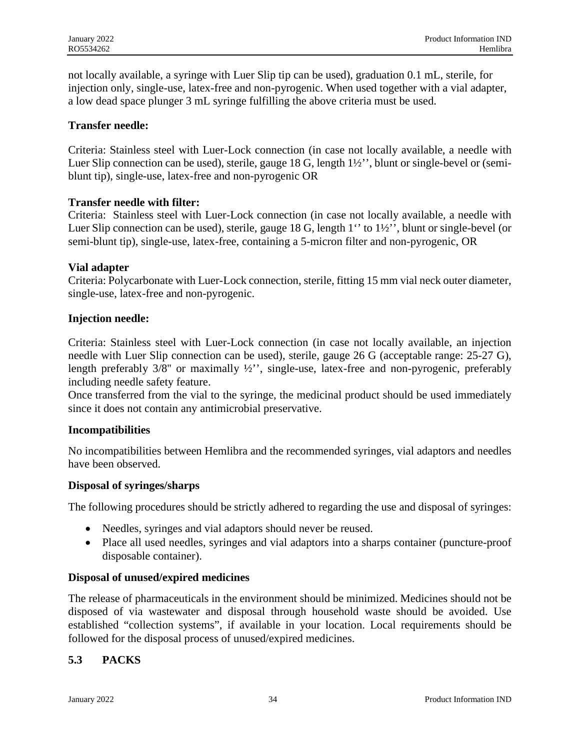not locally available, a syringe with Luer Slip tip can be used), graduation 0.1 mL, sterile, for injection only, single-use, latex-free and non-pyrogenic. When used together with a vial adapter, a low dead space plunger 3 mL syringe fulfilling the above criteria must be used.

**Transfer needle:**

Criteria: Stainless steel with Luer-Lock connection (in case not locally available, a needle with Luer Slip connection can be used), sterile, gauge 18 G, length 1½'', blunt or single-bevel or (semi-blunt tip), single-use, latex-free and non-pyrogenic OR

**Transfer needle with filter:**

Criteria: Stainless steel with Luer-Lock connection (in case not locally available, a needle with Luer Slip connection can be used), sterile, gauge 18 G, length 1'' to 1½'', blunt or single-bevel (or semi-blunt tip), single-use, latex-free, containing a 5-micron filter and non-pyrogenic, OR

**Vial adapter**

Criteria: Polycarbonate with Luer-Lock connection, sterile, fitting 15 mm vial neck outer diameter, single-use, latex-free and non-pyrogenic.

**Injection needle:**

Criteria: Stainless steel with Luer-Lock connection (in case not locally available, an injection needle with Luer Slip connection can be used), sterile, gauge 26 G (acceptable range: 25-27 G), length preferably 3/8" or maximally ½'', single-use, latex-free and non-pyrogenic, preferably including needle safety feature.

Once transferred from the vial to the syringe, the medicinal product should be used immediately since it does not contain any antimicrobial preservative.

**Incompatibilities**

No incompatibilities between Hemlibra and the recommended syringes, vial adaptors and needles have been observed.

**Disposal of syringes/sharps**

The following procedures should be strictly adhered to regarding the use and disposal of syringes:

- Needles, syringes and vial adaptors should never be reused.
- Place all used needles, syringes and vial adaptors into a sharps container (puncture-proof disposable container).

**Disposal of unused/expired medicines**

The release of pharmaceuticals in the environment should be minimized. Medicines should not be disposed of via wastewater and disposal through household waste should be avoided. Use established "collection systems", if available in your location. Local requirements should be followed for the disposal process of unused/expired medicines.

## 5.3 PACKS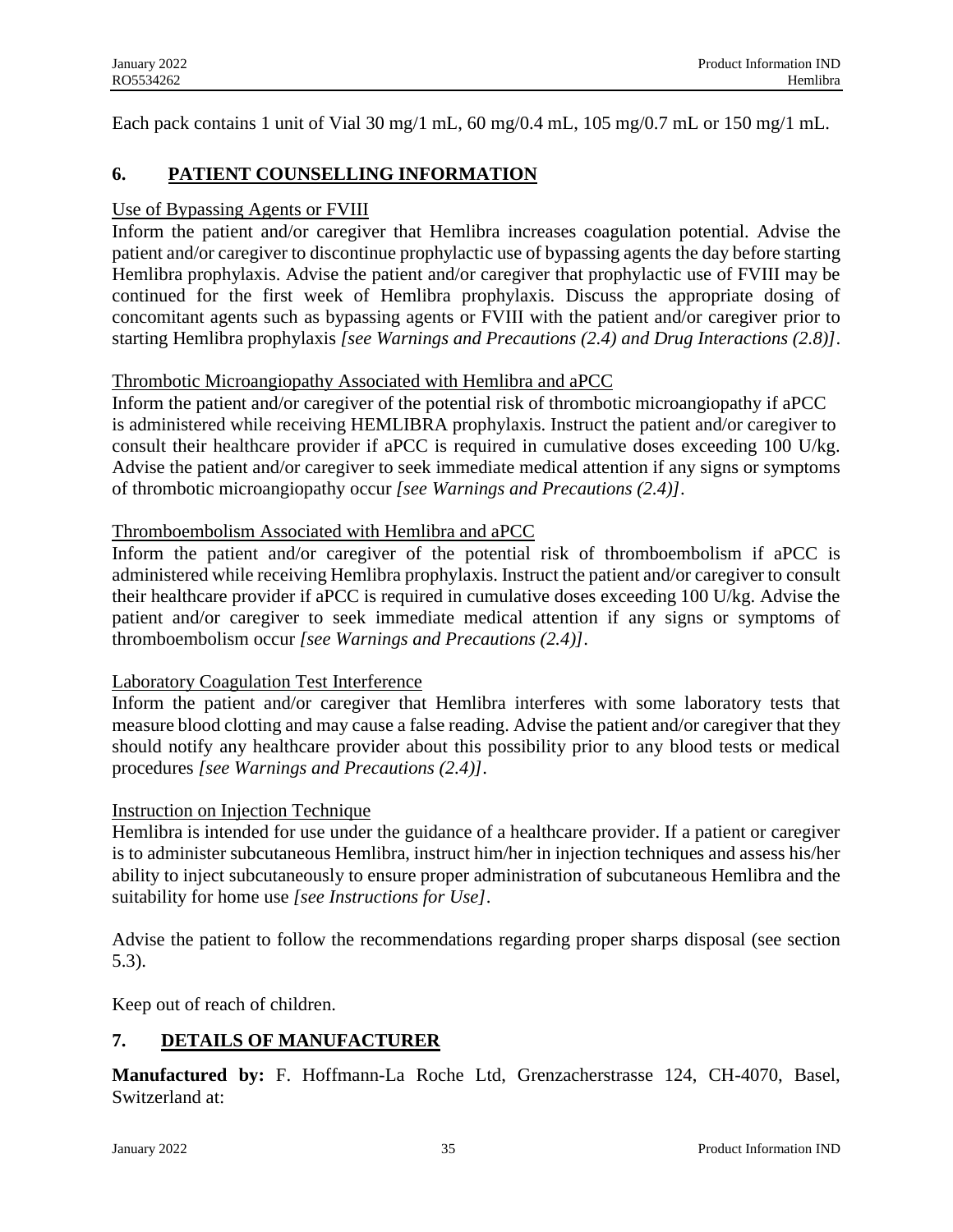Each pack contains 1 unit of Vial 30 mg/1 mL, 60 mg/0.4 mL, 105 mg/0.7 mL or 150 mg/1 mL.

## 6. PATIENT COUNSELLING INFORMATION

Use of Bypassing Agents or FVIII

Inform the patient and/or caregiver that Hemlibra increases coagulation potential. Advise the patient and/or caregiver to discontinue prophylactic use of bypassing agents the day before starting Hemlibra prophylaxis. Advise the patient and/or caregiver that prophylactic use of FVIII may be continued for the first week of Hemlibra prophylaxis. Discuss the appropriate dosing of concomitant agents such as bypassing agents or FVIII with the patient and/or caregiver prior to starting Hemlibra prophylaxis *[see Warnings and Precautions (2.4) and Drug Interactions (2.8)]*.

Thrombotic Microangiopathy Associated with Hemlibra and aPCC

Inform the patient and/or caregiver of the potential risk of thrombotic microangiopathy if aPCC is administered while receiving HEMLIBRA prophylaxis. Instruct the patient and/or caregiver to consult their healthcare provider if aPCC is required in cumulative doses exceeding 100 U/kg. Advise the patient and/or caregiver to seek immediate medical attention if any signs or symptoms of thrombotic microangiopathy occur *[see Warnings and Precautions (2.4)]*.

Thromboembolism Associated with Hemlibra and aPCC

Inform the patient and/or caregiver of the potential risk of thromboembolism if aPCC is administered while receiving Hemlibra prophylaxis. Instruct the patient and/or caregiver to consult their healthcare provider if aPCC is required in cumulative doses exceeding 100 U/kg. Advise the patient and/or caregiver to seek immediate medical attention if any signs or symptoms of thromboembolism occur *[see Warnings and Precautions (2.4)]*.

Laboratory Coagulation Test Interference

Inform the patient and/or caregiver that Hemlibra interferes with some laboratory tests that measure blood clotting and may cause a false reading. Advise the patient and/or caregiver that they should notify any healthcare provider about this possibility prior to any blood tests or medical procedures *[see Warnings and Precautions (2.4)]*.

Instruction on Injection Technique

Hemlibra is intended for use under the guidance of a healthcare provider. If a patient or caregiver is to administer subcutaneous Hemlibra, instruct him/her in injection techniques and assess his/her ability to inject subcutaneously to ensure proper administration of subcutaneous Hemlibra and the suitability for home use *[see Instructions for Use]*.

Advise the patient to follow the recommendations regarding proper sharps disposal (see section 5.3).

Keep out of reach of children.

## 7. DETAILS OF MANUFACTURER

**Manufactured by:** F. Hoffmann-La Roche Ltd, Grenzacherstrasse 124, CH-4070, Basel, Switzerland at: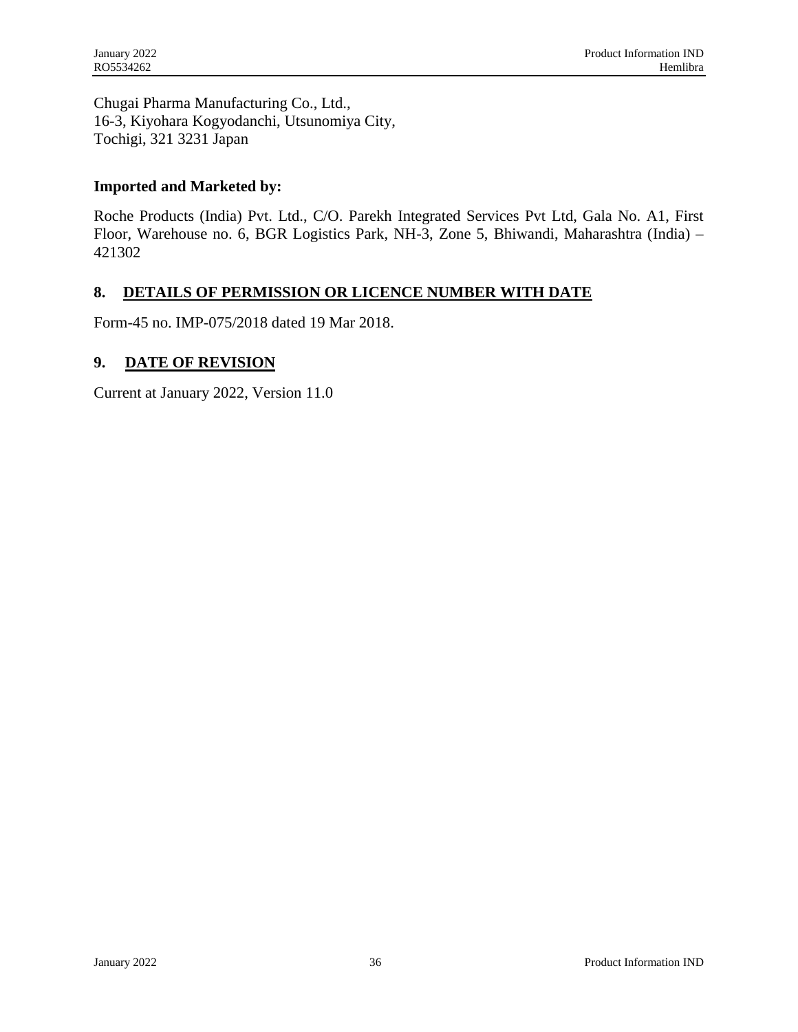Chugai Pharma Manufacturing Co., Ltd.,
16-3, Kiyohara Kogyodanchi, Utsunomiya City,
Tochigi, 321 3231 Japan

**Imported and Marketed by:**

Roche Products (India) Pvt. Ltd., C/O. Parekh Integrated Services Pvt Ltd, Gala No. A1, First Floor, Warehouse no. 6, BGR Logistics Park, NH-3, Zone 5, Bhiwandi, Maharashtra (India) – 421302

## 8. DETAILS OF PERMISSION OR LICENCE NUMBER WITH DATE

Form-45 no. IMP-075/2018 dated 19 Mar 2018.

## 9. DATE OF REVISION

Current at January 2022, Version 11.0